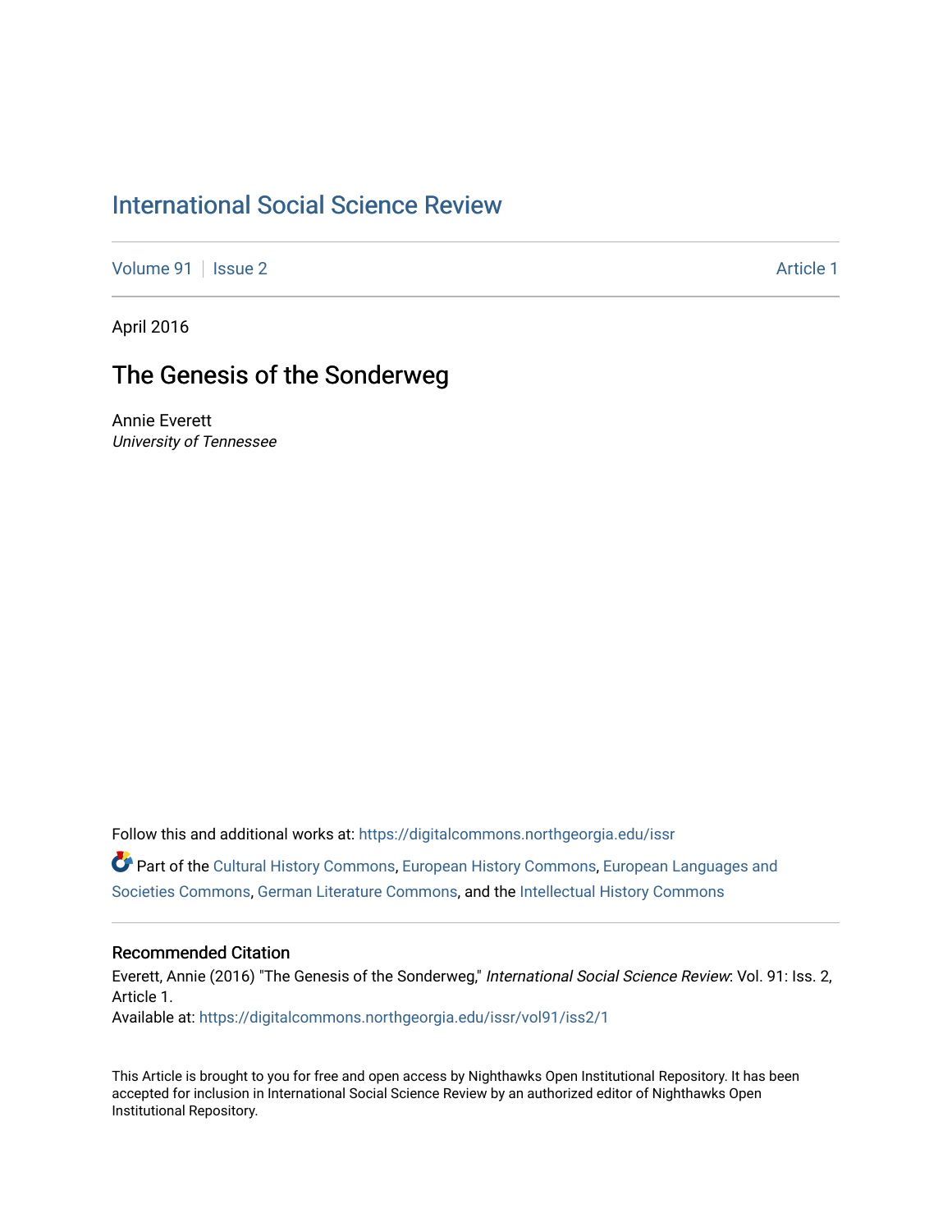# International Social Science Review

Volume 91 | Issue 2 | Article 1

April 2016

## The Genesis of the Sonderweg

Annie Everett
*University of Tennessee*

Follow this and additional works at: https://digitalcommons.northgeorgia.edu/issr

Part of the Cultural History Commons, European History Commons, European Languages and Societies Commons, German Literature Commons, and the Intellectual History Commons

### Recommended Citation

Everett, Annie (2016) "The Genesis of the Sonderweg," *International Social Science Review*: Vol. 91: Iss. 2, Article 1.
Available at: https://digitalcommons.northgeorgia.edu/issr/vol91/iss2/1

This Article is brought to you for free and open access by Nighthawks Open Institutional Repository. It has been accepted for inclusion in International Social Science Review by an authorized editor of Nighthawks Open Institutional Repository.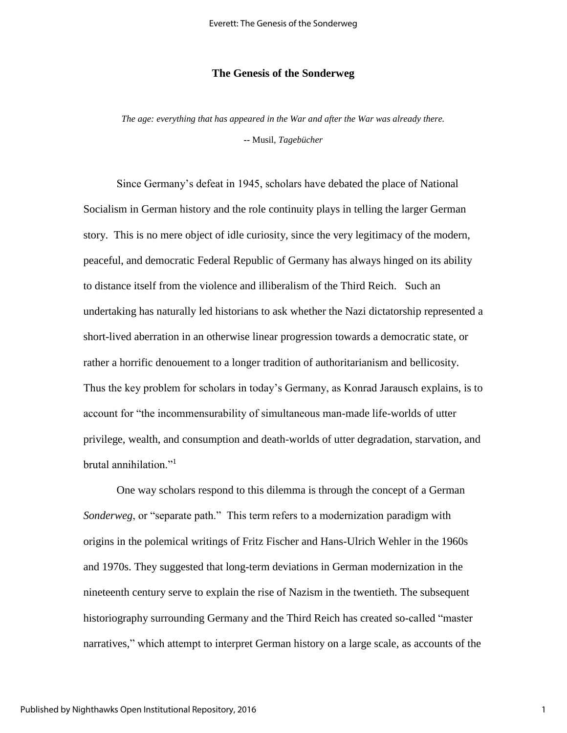# The Genesis of the Sonderweg

*The age: everything that has appeared in the War and after the War was already there.*

-- Musil, *Tagebücher*

Since Germany's defeat in 1945, scholars have debated the place of National Socialism in German history and the role continuity plays in telling the larger German story. This is no mere object of idle curiosity, since the very legitimacy of the modern, peaceful, and democratic Federal Republic of Germany has always hinged on its ability to distance itself from the violence and illiberalism of the Third Reich. Such an undertaking has naturally led historians to ask whether the Nazi dictatorship represented a short-lived aberration in an otherwise linear progression towards a democratic state, or rather a horrific denouement to a longer tradition of authoritarianism and bellicosity. Thus the key problem for scholars in today's Germany, as Konrad Jarausch explains, is to account for "the incommensurability of simultaneous man-made life-worlds of utter privilege, wealth, and consumption and death-worlds of utter degradation, starvation, and brutal annihilation."[1]

One way scholars respond to this dilemma is through the concept of a German *Sonderweg*, or "separate path." This term refers to a modernization paradigm with origins in the polemical writings of Fritz Fischer and Hans-Ulrich Wehler in the 1960s and 1970s. They suggested that long-term deviations in German modernization in the nineteenth century serve to explain the rise of Nazism in the twentieth. The subsequent historiography surrounding Germany and the Third Reich has created so-called "master narratives," which attempt to interpret German history on a large scale, as accounts of the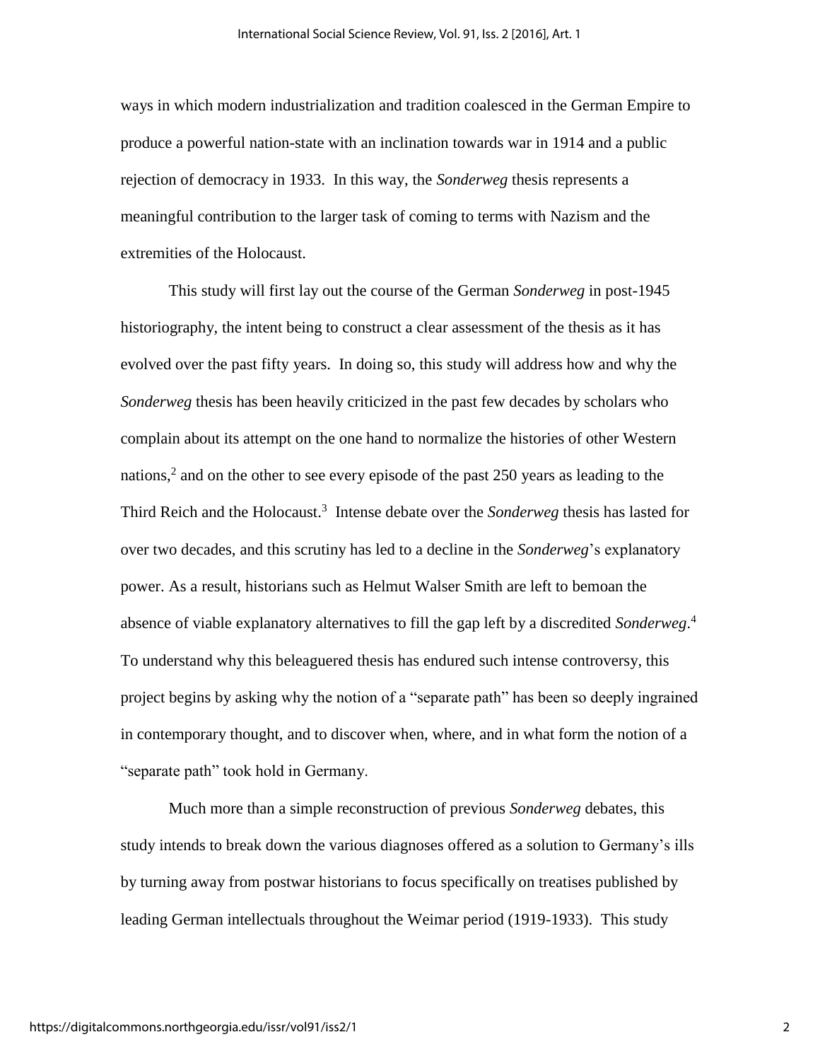ways in which modern industrialization and tradition coalesced in the German Empire to produce a powerful nation-state with an inclination towards war in 1914 and a public rejection of democracy in 1933. In this way, the *Sonderweg* thesis represents a meaningful contribution to the larger task of coming to terms with Nazism and the extremities of the Holocaust.

This study will first lay out the course of the German *Sonderweg* in post-1945 historiography, the intent being to construct a clear assessment of the thesis as it has evolved over the past fifty years. In doing so, this study will address how and why the *Sonderweg* thesis has been heavily criticized in the past few decades by scholars who complain about its attempt on the one hand to normalize the histories of other Western nations,[2] and on the other to see every episode of the past 250 years as leading to the Third Reich and the Holocaust.[3] Intense debate over the *Sonderweg* thesis has lasted for over two decades, and this scrutiny has led to a decline in the *Sonderweg*'s explanatory power. As a result, historians such as Helmut Walser Smith are left to bemoan the absence of viable explanatory alternatives to fill the gap left by a discredited *Sonderweg*.[4] To understand why this beleaguered thesis has endured such intense controversy, this project begins by asking why the notion of a "separate path" has been so deeply ingrained in contemporary thought, and to discover when, where, and in what form the notion of a "separate path" took hold in Germany.

Much more than a simple reconstruction of previous *Sonderweg* debates, this study intends to break down the various diagnoses offered as a solution to Germany's ills by turning away from postwar historians to focus specifically on treatises published by leading German intellectuals throughout the Weimar period (1919-1933). This study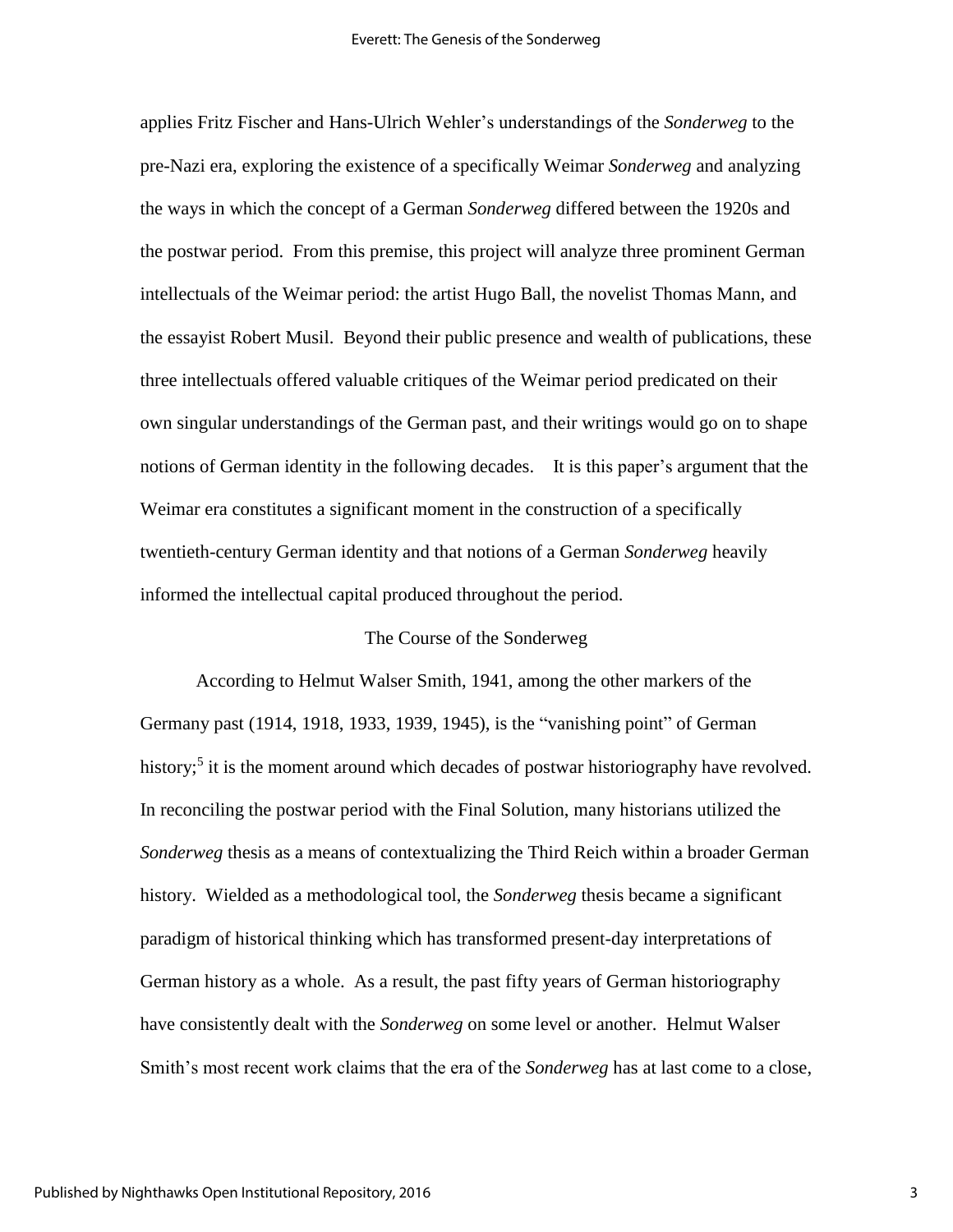applies Fritz Fischer and Hans-Ulrich Wehler's understandings of the *Sonderweg* to the pre-Nazi era, exploring the existence of a specifically Weimar *Sonderweg* and analyzing the ways in which the concept of a German *Sonderweg* differed between the 1920s and the postwar period. From this premise, this project will analyze three prominent German intellectuals of the Weimar period: the artist Hugo Ball, the novelist Thomas Mann, and the essayist Robert Musil. Beyond their public presence and wealth of publications, these three intellectuals offered valuable critiques of the Weimar period predicated on their own singular understandings of the German past, and their writings would go on to shape notions of German identity in the following decades. It is this paper's argument that the Weimar era constitutes a significant moment in the construction of a specifically twentieth-century German identity and that notions of a German *Sonderweg* heavily informed the intellectual capital produced throughout the period.

## The Course of the Sonderweg

According to Helmut Walser Smith, 1941, among the other markers of the Germany past (1914, 1918, 1933, 1939, 1945), is the "vanishing point" of German history;[5] it is the moment around which decades of postwar historiography have revolved. In reconciling the postwar period with the Final Solution, many historians utilized the *Sonderweg* thesis as a means of contextualizing the Third Reich within a broader German history. Wielded as a methodological tool, the *Sonderweg* thesis became a significant paradigm of historical thinking which has transformed present-day interpretations of German history as a whole. As a result, the past fifty years of German historiography have consistently dealt with the *Sonderweg* on some level or another. Helmut Walser Smith's most recent work claims that the era of the *Sonderweg* has at last come to a close,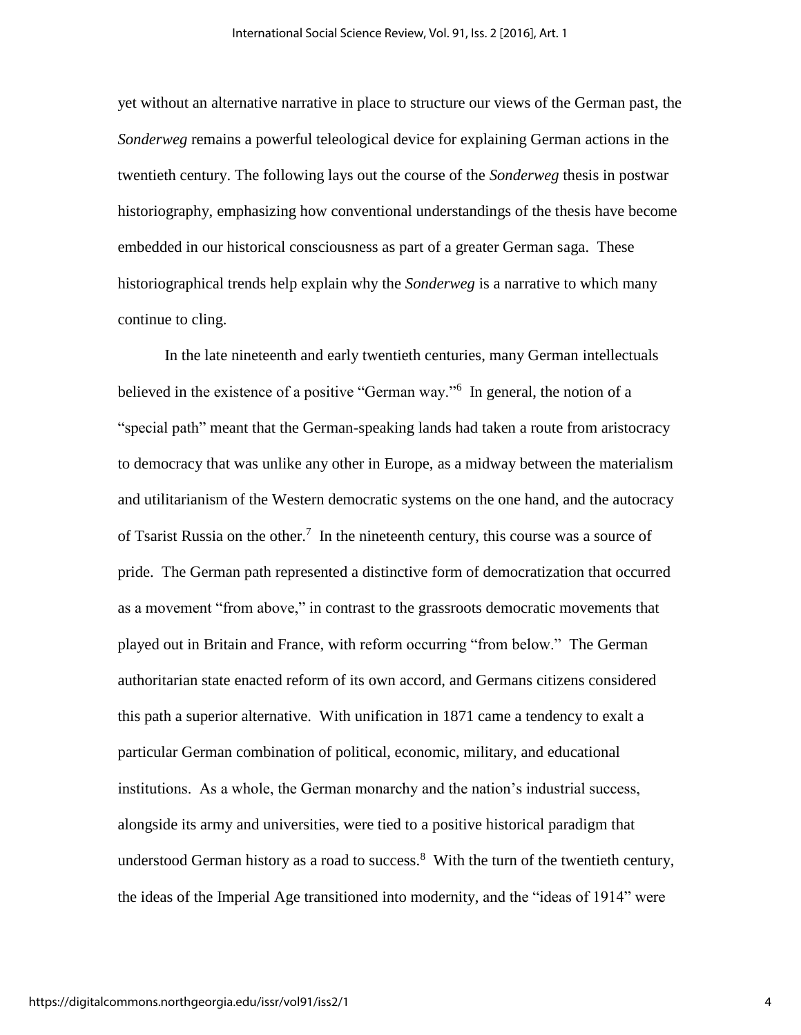yet without an alternative narrative in place to structure our views of the German past, the *Sonderweg* remains a powerful teleological device for explaining German actions in the twentieth century. The following lays out the course of the *Sonderweg* thesis in postwar historiography, emphasizing how conventional understandings of the thesis have become embedded in our historical consciousness as part of a greater German saga. These historiographical trends help explain why the *Sonderweg* is a narrative to which many continue to cling.

In the late nineteenth and early twentieth centuries, many German intellectuals believed in the existence of a positive "German way."[6] In general, the notion of a "special path" meant that the German-speaking lands had taken a route from aristocracy to democracy that was unlike any other in Europe, as a midway between the materialism and utilitarianism of the Western democratic systems on the one hand, and the autocracy of Tsarist Russia on the other.[7] In the nineteenth century, this course was a source of pride. The German path represented a distinctive form of democratization that occurred as a movement "from above," in contrast to the grassroots democratic movements that played out in Britain and France, with reform occurring "from below." The German authoritarian state enacted reform of its own accord, and Germans citizens considered this path a superior alternative. With unification in 1871 came a tendency to exalt a particular German combination of political, economic, military, and educational institutions. As a whole, the German monarchy and the nation's industrial success, alongside its army and universities, were tied to a positive historical paradigm that understood German history as a road to success.[8] With the turn of the twentieth century, the ideas of the Imperial Age transitioned into modernity, and the "ideas of 1914" were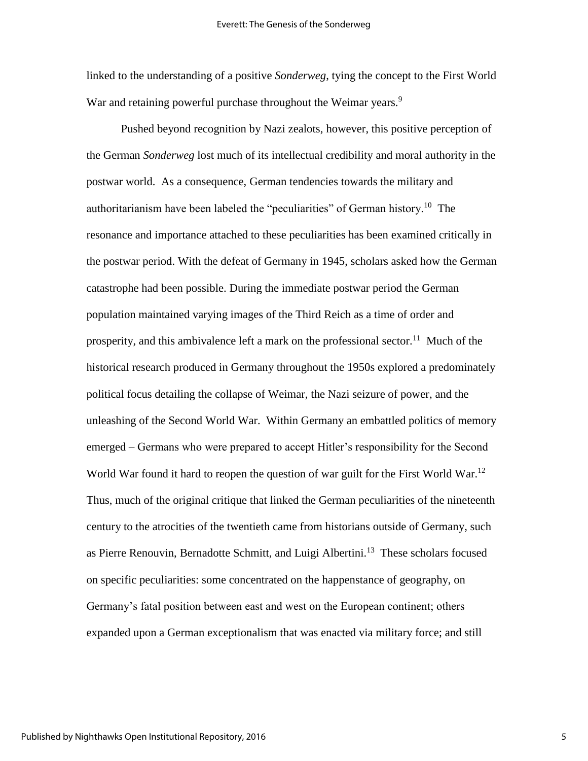linked to the understanding of a positive *Sonderweg*, tying the concept to the First World War and retaining powerful purchase throughout the Weimar years.[9]

Pushed beyond recognition by Nazi zealots, however, this positive perception of the German *Sonderweg* lost much of its intellectual credibility and moral authority in the postwar world. As a consequence, German tendencies towards the military and authoritarianism have been labeled the "peculiarities" of German history.[10] The resonance and importance attached to these peculiarities has been examined critically in the postwar period. With the defeat of Germany in 1945, scholars asked how the German catastrophe had been possible. During the immediate postwar period the German population maintained varying images of the Third Reich as a time of order and prosperity, and this ambivalence left a mark on the professional sector.[11] Much of the historical research produced in Germany throughout the 1950s explored a predominately political focus detailing the collapse of Weimar, the Nazi seizure of power, and the unleashing of the Second World War. Within Germany an embattled politics of memory emerged – Germans who were prepared to accept Hitler's responsibility for the Second World War found it hard to reopen the question of war guilt for the First World War.[12] Thus, much of the original critique that linked the German peculiarities of the nineteenth century to the atrocities of the twentieth came from historians outside of Germany, such as Pierre Renouvin, Bernadotte Schmitt, and Luigi Albertini.[13] These scholars focused on specific peculiarities: some concentrated on the happenstance of geography, on Germany's fatal position between east and west on the European continent; others expanded upon a German exceptionalism that was enacted via military force; and still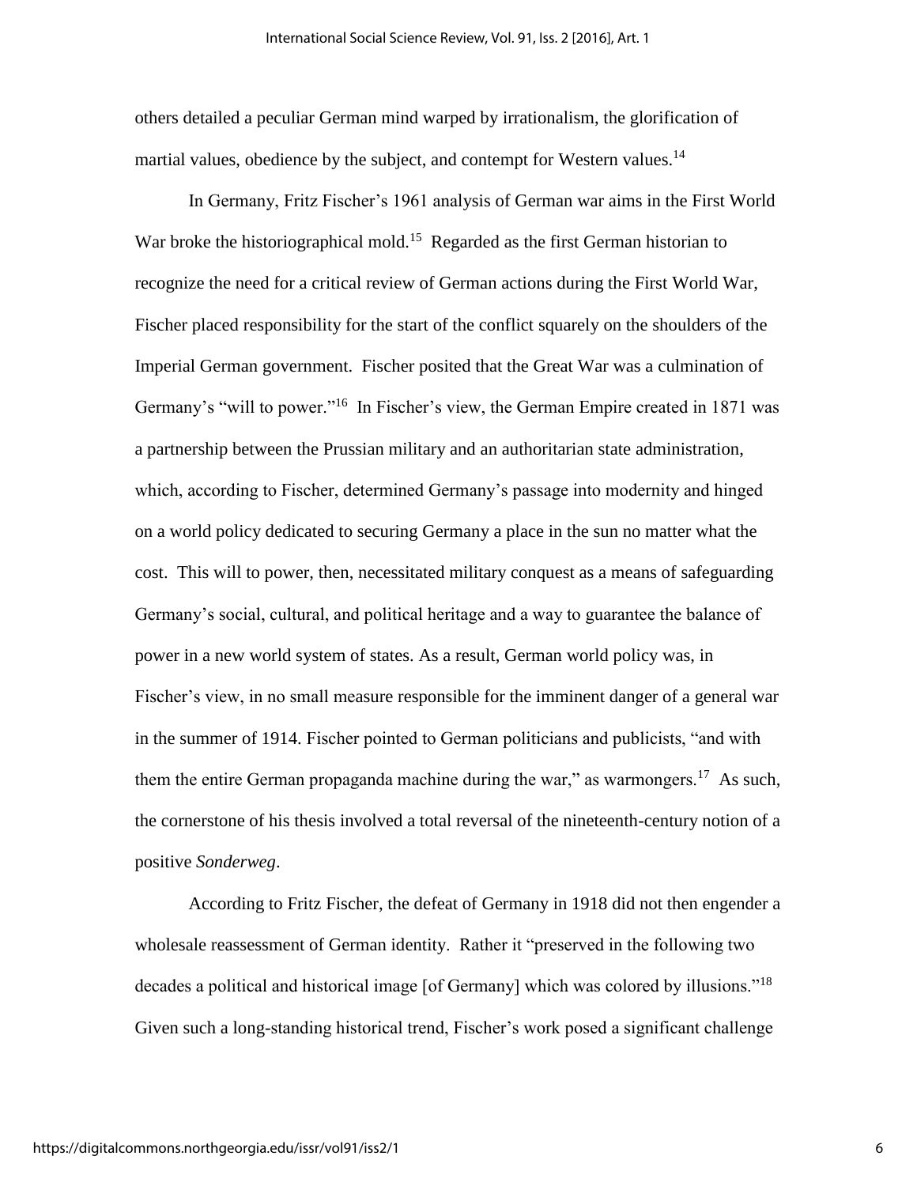others detailed a peculiar German mind warped by irrationalism, the glorification of martial values, obedience by the subject, and contempt for Western values.[14]

In Germany, Fritz Fischer's 1961 analysis of German war aims in the First World War broke the historiographical mold.[15] Regarded as the first German historian to recognize the need for a critical review of German actions during the First World War, Fischer placed responsibility for the start of the conflict squarely on the shoulders of the Imperial German government. Fischer posited that the Great War was a culmination of Germany's "will to power."[16] In Fischer's view, the German Empire created in 1871 was a partnership between the Prussian military and an authoritarian state administration, which, according to Fischer, determined Germany's passage into modernity and hinged on a world policy dedicated to securing Germany a place in the sun no matter what the cost. This will to power, then, necessitated military conquest as a means of safeguarding Germany's social, cultural, and political heritage and a way to guarantee the balance of power in a new world system of states. As a result, German world policy was, in Fischer's view, in no small measure responsible for the imminent danger of a general war in the summer of 1914. Fischer pointed to German politicians and publicists, "and with them the entire German propaganda machine during the war," as warmongers.[17] As such, the cornerstone of his thesis involved a total reversal of the nineteenth-century notion of a positive *Sonderweg*.

According to Fritz Fischer, the defeat of Germany in 1918 did not then engender a wholesale reassessment of German identity. Rather it "preserved in the following two decades a political and historical image [of Germany] which was colored by illusions."[18] Given such a long-standing historical trend, Fischer's work posed a significant challenge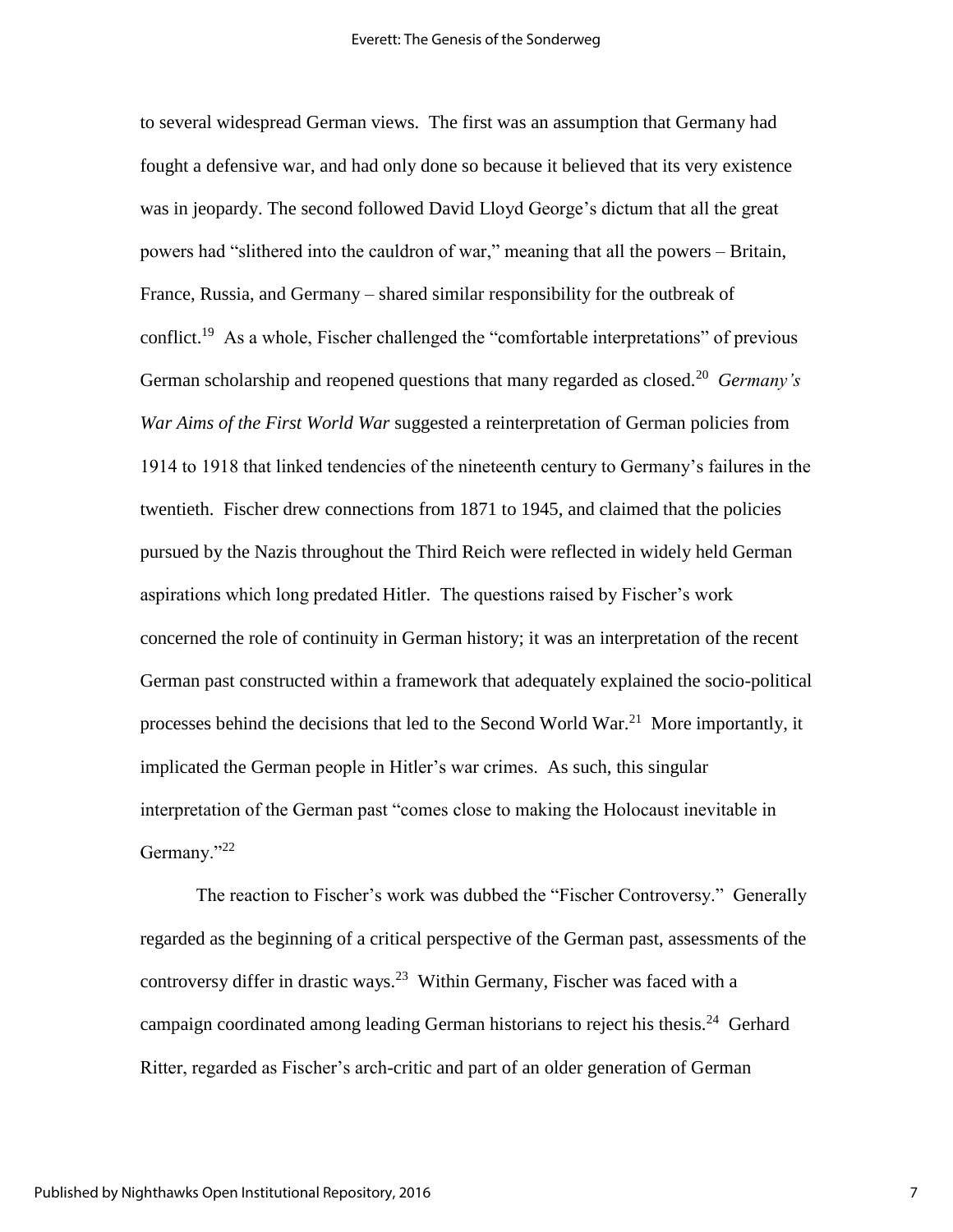to several widespread German views. The first was an assumption that Germany had fought a defensive war, and had only done so because it believed that its very existence was in jeopardy. The second followed David Lloyd George's dictum that all the great powers had "slithered into the cauldron of war," meaning that all the powers – Britain, France, Russia, and Germany – shared similar responsibility for the outbreak of conflict.[19] As a whole, Fischer challenged the "comfortable interpretations" of previous German scholarship and reopened questions that many regarded as closed.[20] *Germany's War Aims of the First World War* suggested a reinterpretation of German policies from 1914 to 1918 that linked tendencies of the nineteenth century to Germany's failures in the twentieth. Fischer drew connections from 1871 to 1945, and claimed that the policies pursued by the Nazis throughout the Third Reich were reflected in widely held German aspirations which long predated Hitler. The questions raised by Fischer's work concerned the role of continuity in German history; it was an interpretation of the recent German past constructed within a framework that adequately explained the socio-political processes behind the decisions that led to the Second World War.[21] More importantly, it implicated the German people in Hitler's war crimes. As such, this singular interpretation of the German past "comes close to making the Holocaust inevitable in Germany."[22]

The reaction to Fischer's work was dubbed the "Fischer Controversy." Generally regarded as the beginning of a critical perspective of the German past, assessments of the controversy differ in drastic ways.[23] Within Germany, Fischer was faced with a campaign coordinated among leading German historians to reject his thesis.[24] Gerhard Ritter, regarded as Fischer's arch-critic and part of an older generation of German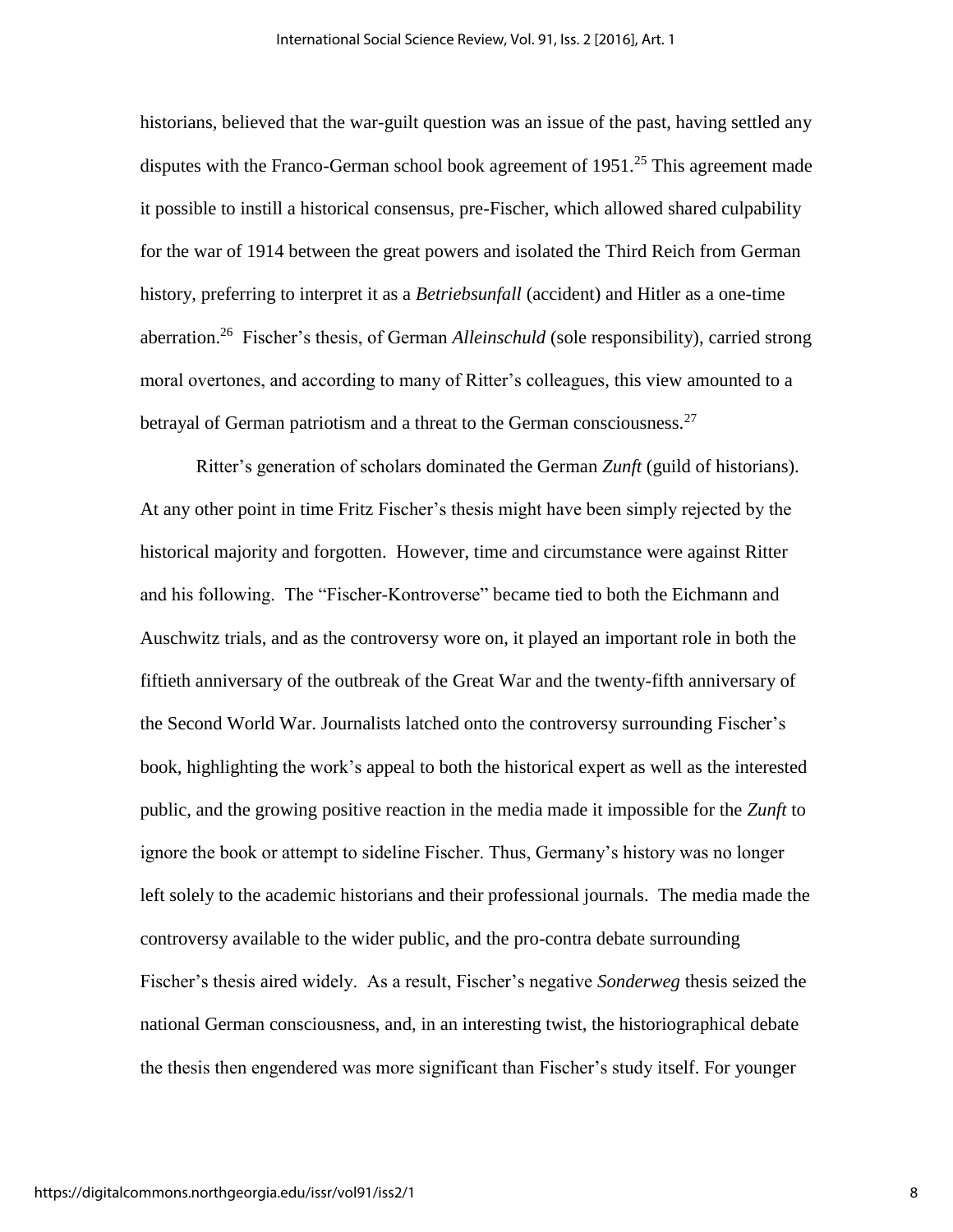historians, believed that the war-guilt question was an issue of the past, having settled any disputes with the Franco-German school book agreement of 1951.[25] This agreement made it possible to instill a historical consensus, pre-Fischer, which allowed shared culpability for the war of 1914 between the great powers and isolated the Third Reich from German history, preferring to interpret it as a *Betriebsunfall* (accident) and Hitler as a one-time aberration.[26] Fischer's thesis, of German *Alleinschuld* (sole responsibility), carried strong moral overtones, and according to many of Ritter's colleagues, this view amounted to a betrayal of German patriotism and a threat to the German consciousness.[27]

Ritter's generation of scholars dominated the German *Zunft* (guild of historians). At any other point in time Fritz Fischer's thesis might have been simply rejected by the historical majority and forgotten. However, time and circumstance were against Ritter and his following. The "Fischer-Kontroverse" became tied to both the Eichmann and Auschwitz trials, and as the controversy wore on, it played an important role in both the fiftieth anniversary of the outbreak of the Great War and the twenty-fifth anniversary of the Second World War. Journalists latched onto the controversy surrounding Fischer's book, highlighting the work's appeal to both the historical expert as well as the interested public, and the growing positive reaction in the media made it impossible for the *Zunft* to ignore the book or attempt to sideline Fischer. Thus, Germany's history was no longer left solely to the academic historians and their professional journals. The media made the controversy available to the wider public, and the pro-contra debate surrounding Fischer's thesis aired widely. As a result, Fischer's negative *Sonderweg* thesis seized the national German consciousness, and, in an interesting twist, the historiographical debate the thesis then engendered was more significant than Fischer's study itself. For younger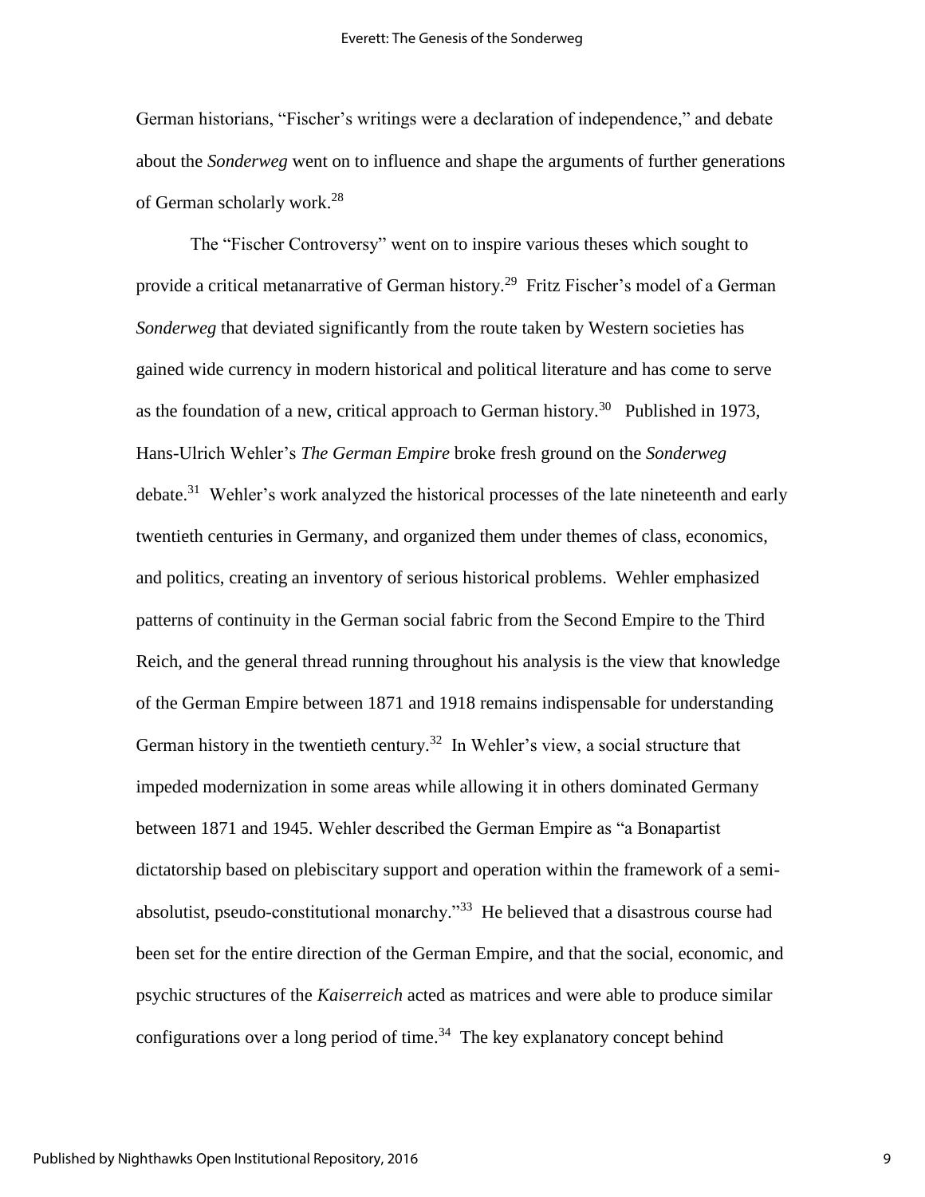German historians, "Fischer's writings were a declaration of independence," and debate about the *Sonderweg* went on to influence and shape the arguments of further generations of German scholarly work.[28]

The "Fischer Controversy" went on to inspire various theses which sought to provide a critical metanarrative of German history.[29] Fritz Fischer's model of a German *Sonderweg* that deviated significantly from the route taken by Western societies has gained wide currency in modern historical and political literature and has come to serve as the foundation of a new, critical approach to German history.[30] Published in 1973, Hans-Ulrich Wehler's *The German Empire* broke fresh ground on the *Sonderweg* debate.[31] Wehler's work analyzed the historical processes of the late nineteenth and early twentieth centuries in Germany, and organized them under themes of class, economics, and politics, creating an inventory of serious historical problems. Wehler emphasized patterns of continuity in the German social fabric from the Second Empire to the Third Reich, and the general thread running throughout his analysis is the view that knowledge of the German Empire between 1871 and 1918 remains indispensable for understanding German history in the twentieth century.[32] In Wehler's view, a social structure that impeded modernization in some areas while allowing it in others dominated Germany between 1871 and 1945. Wehler described the German Empire as "a Bonapartist dictatorship based on plebiscitary support and operation within the framework of a semi-absolutist, pseudo-constitutional monarchy."[33] He believed that a disastrous course had been set for the entire direction of the German Empire, and that the social, economic, and psychic structures of the *Kaiserreich* acted as matrices and were able to produce similar configurations over a long period of time.[34] The key explanatory concept behind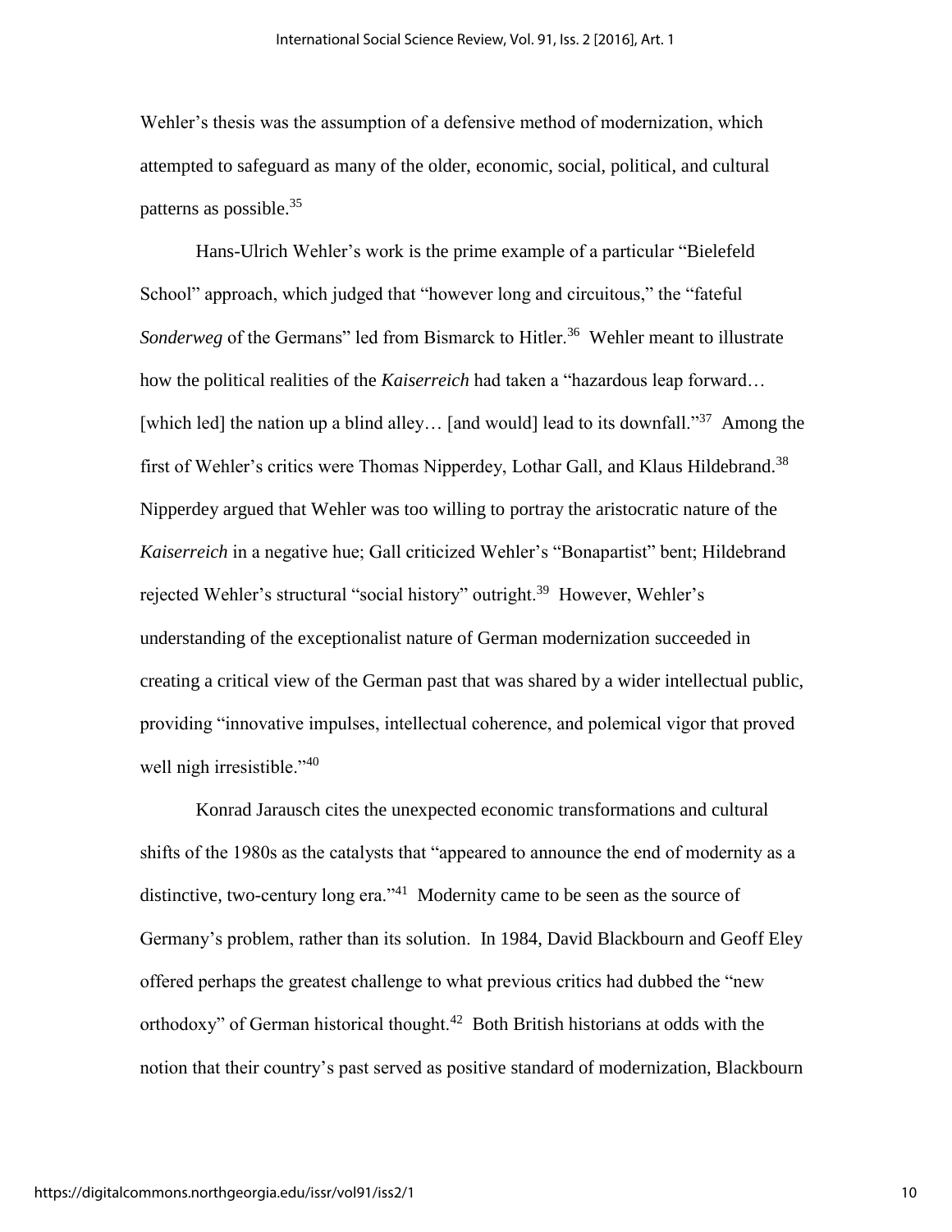Wehler's thesis was the assumption of a defensive method of modernization, which attempted to safeguard as many of the older, economic, social, political, and cultural patterns as possible.[35]

Hans-Ulrich Wehler's work is the prime example of a particular "Bielefeld School" approach, which judged that "however long and circuitous," the "fateful *Sonderweg* of the Germans" led from Bismarck to Hitler.[36] Wehler meant to illustrate how the political realities of the *Kaiserreich* had taken a "hazardous leap forward… [which led] the nation up a blind alley… [and would] lead to its downfall."[37] Among the first of Wehler's critics were Thomas Nipperdey, Lothar Gall, and Klaus Hildebrand.[38] Nipperdey argued that Wehler was too willing to portray the aristocratic nature of the *Kaiserreich* in a negative hue; Gall criticized Wehler's "Bonapartist" bent; Hildebrand rejected Wehler's structural "social history" outright.[39] However, Wehler's understanding of the exceptionalist nature of German modernization succeeded in creating a critical view of the German past that was shared by a wider intellectual public, providing "innovative impulses, intellectual coherence, and polemical vigor that proved well nigh irresistible."[40]

Konrad Jarausch cites the unexpected economic transformations and cultural shifts of the 1980s as the catalysts that "appeared to announce the end of modernity as a distinctive, two-century long era."[41] Modernity came to be seen as the source of Germany's problem, rather than its solution. In 1984, David Blackbourn and Geoff Eley offered perhaps the greatest challenge to what previous critics had dubbed the "new orthodoxy" of German historical thought.[42] Both British historians at odds with the notion that their country's past served as positive standard of modernization, Blackbourn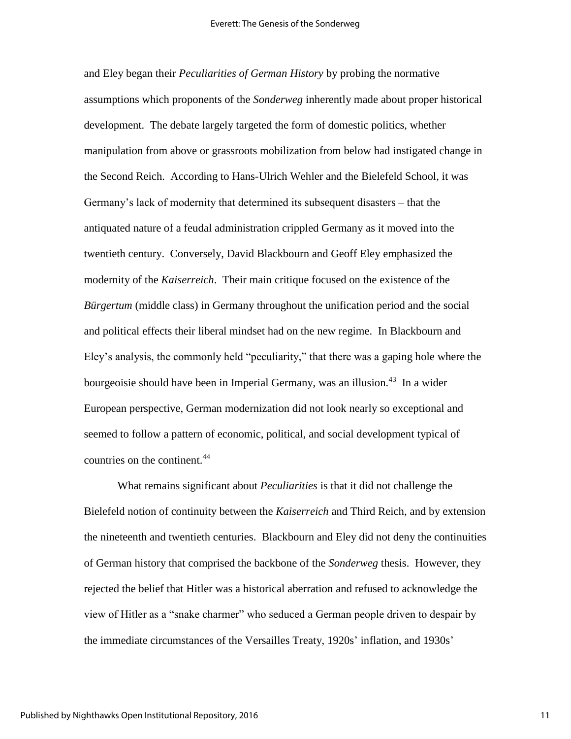and Eley began their *Peculiarities of German History* by probing the normative assumptions which proponents of the *Sonderweg* inherently made about proper historical development. The debate largely targeted the form of domestic politics, whether manipulation from above or grassroots mobilization from below had instigated change in the Second Reich. According to Hans-Ulrich Wehler and the Bielefeld School, it was Germany's lack of modernity that determined its subsequent disasters – that the antiquated nature of a feudal administration crippled Germany as it moved into the twentieth century. Conversely, David Blackbourn and Geoff Eley emphasized the modernity of the *Kaiserreich*. Their main critique focused on the existence of the *Bürgertum* (middle class) in Germany throughout the unification period and the social and political effects their liberal mindset had on the new regime. In Blackbourn and Eley's analysis, the commonly held "peculiarity," that there was a gaping hole where the bourgeoisie should have been in Imperial Germany, was an illusion.[43] In a wider European perspective, German modernization did not look nearly so exceptional and seemed to follow a pattern of economic, political, and social development typical of countries on the continent.[44]

What remains significant about *Peculiarities* is that it did not challenge the Bielefeld notion of continuity between the *Kaiserreich* and Third Reich, and by extension the nineteenth and twentieth centuries. Blackbourn and Eley did not deny the continuities of German history that comprised the backbone of the *Sonderweg* thesis. However, they rejected the belief that Hitler was a historical aberration and refused to acknowledge the view of Hitler as a "snake charmer" who seduced a German people driven to despair by the immediate circumstances of the Versailles Treaty, 1920s' inflation, and 1930s'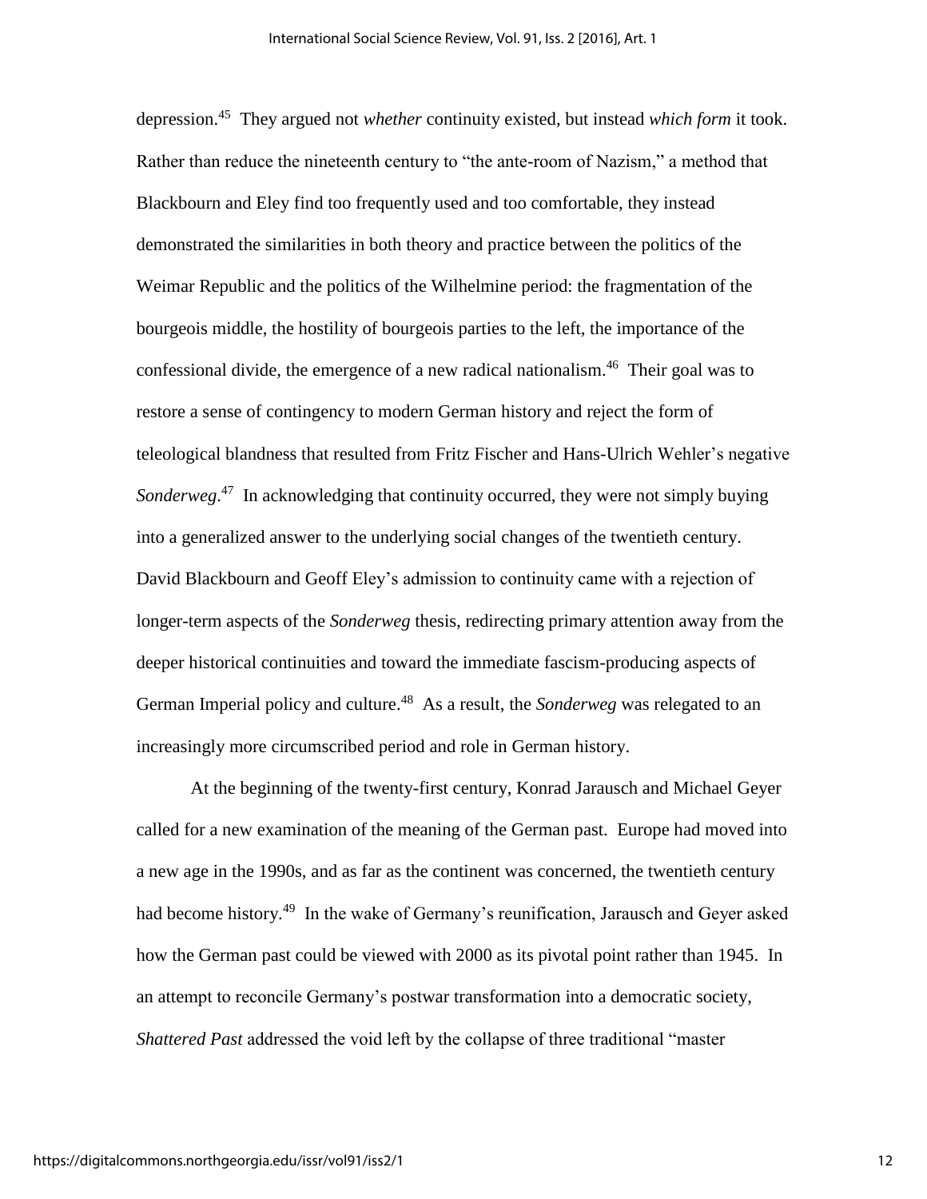depression.[45] They argued not *whether* continuity existed, but instead *which form* it took. Rather than reduce the nineteenth century to "the ante-room of Nazism," a method that Blackbourn and Eley find too frequently used and too comfortable, they instead demonstrated the similarities in both theory and practice between the politics of the Weimar Republic and the politics of the Wilhelmine period: the fragmentation of the bourgeois middle, the hostility of bourgeois parties to the left, the importance of the confessional divide, the emergence of a new radical nationalism.[46] Their goal was to restore a sense of contingency to modern German history and reject the form of teleological blandness that resulted from Fritz Fischer and Hans-Ulrich Wehler's negative *Sonderweg*.[47] In acknowledging that continuity occurred, they were not simply buying into a generalized answer to the underlying social changes of the twentieth century. David Blackbourn and Geoff Eley's admission to continuity came with a rejection of longer-term aspects of the *Sonderweg* thesis, redirecting primary attention away from the deeper historical continuities and toward the immediate fascism-producing aspects of German Imperial policy and culture.[48] As a result, the *Sonderweg* was relegated to an increasingly more circumscribed period and role in German history.

At the beginning of the twenty-first century, Konrad Jarausch and Michael Geyer called for a new examination of the meaning of the German past. Europe had moved into a new age in the 1990s, and as far as the continent was concerned, the twentieth century had become history.[49] In the wake of Germany's reunification, Jarausch and Geyer asked how the German past could be viewed with 2000 as its pivotal point rather than 1945. In an attempt to reconcile Germany's postwar transformation into a democratic society, *Shattered Past* addressed the void left by the collapse of three traditional "master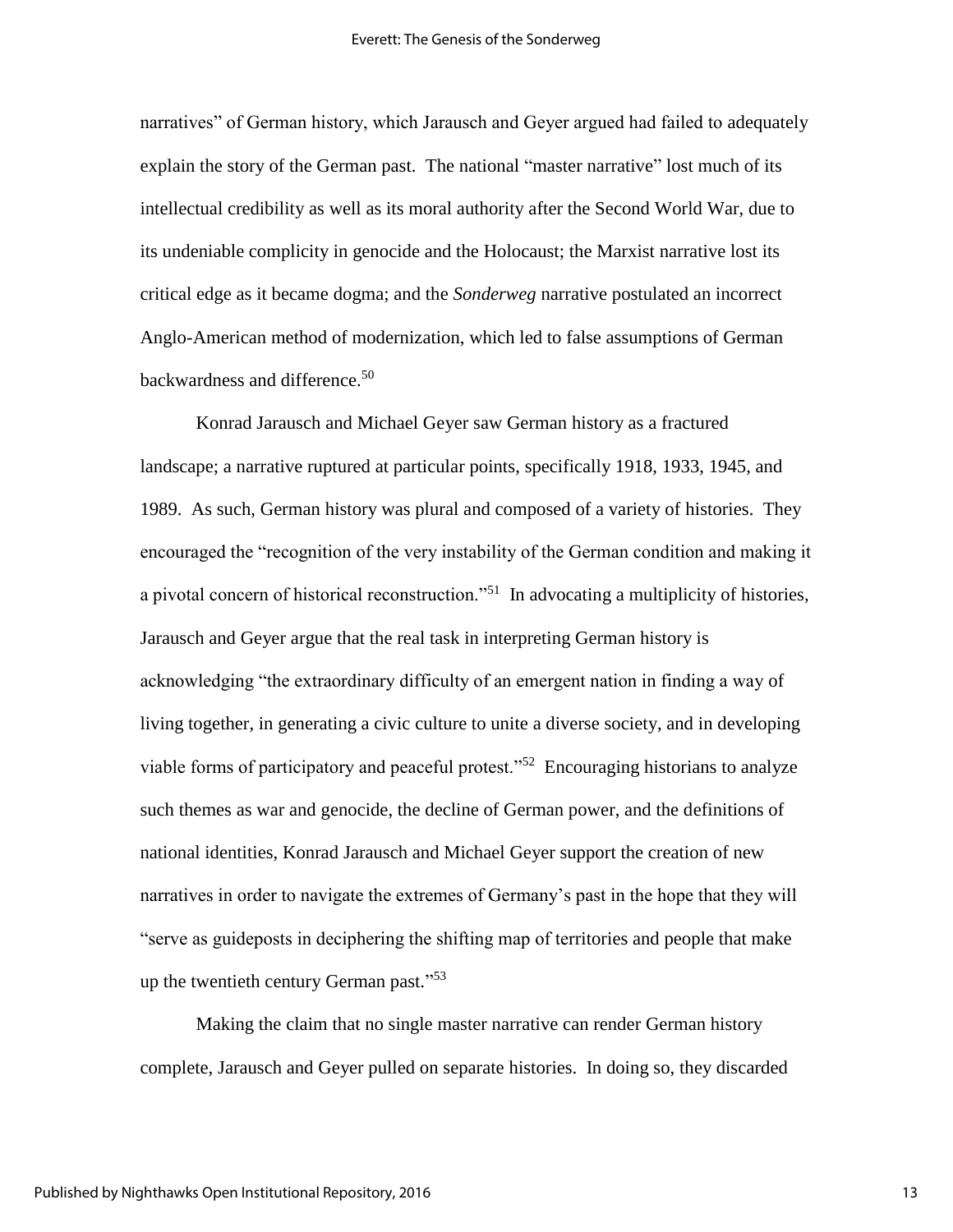narratives" of German history, which Jarausch and Geyer argued had failed to adequately explain the story of the German past. The national "master narrative" lost much of its intellectual credibility as well as its moral authority after the Second World War, due to its undeniable complicity in genocide and the Holocaust; the Marxist narrative lost its critical edge as it became dogma; and the *Sonderweg* narrative postulated an incorrect Anglo-American method of modernization, which led to false assumptions of German backwardness and difference.[50]

Konrad Jarausch and Michael Geyer saw German history as a fractured landscape; a narrative ruptured at particular points, specifically 1918, 1933, 1945, and 1989. As such, German history was plural and composed of a variety of histories. They encouraged the "recognition of the very instability of the German condition and making it a pivotal concern of historical reconstruction."[51] In advocating a multiplicity of histories, Jarausch and Geyer argue that the real task in interpreting German history is acknowledging "the extraordinary difficulty of an emergent nation in finding a way of living together, in generating a civic culture to unite a diverse society, and in developing viable forms of participatory and peaceful protest."[52] Encouraging historians to analyze such themes as war and genocide, the decline of German power, and the definitions of national identities, Konrad Jarausch and Michael Geyer support the creation of new narratives in order to navigate the extremes of Germany's past in the hope that they will "serve as guideposts in deciphering the shifting map of territories and people that make up the twentieth century German past."[53]

Making the claim that no single master narrative can render German history complete, Jarausch and Geyer pulled on separate histories. In doing so, they discarded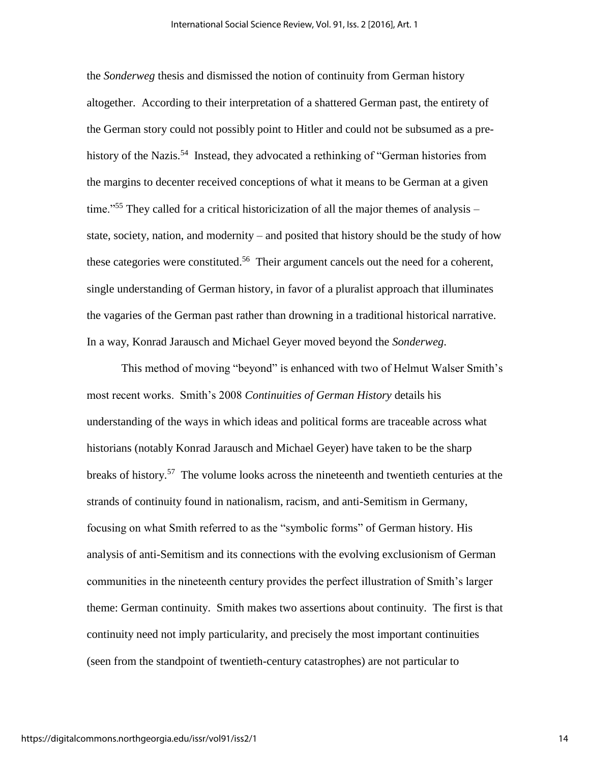the *Sonderweg* thesis and dismissed the notion of continuity from German history altogether. According to their interpretation of a shattered German past, the entirety of the German story could not possibly point to Hitler and could not be subsumed as a pre-history of the Nazis.[54] Instead, they advocated a rethinking of "German histories from the margins to decenter received conceptions of what it means to be German at a given time."[55] They called for a critical historicization of all the major themes of analysis – state, society, nation, and modernity – and posited that history should be the study of how these categories were constituted.[56] Their argument cancels out the need for a coherent, single understanding of German history, in favor of a pluralist approach that illuminates the vagaries of the German past rather than drowning in a traditional historical narrative. In a way, Konrad Jarausch and Michael Geyer moved beyond the *Sonderweg*.

This method of moving "beyond" is enhanced with two of Helmut Walser Smith's most recent works. Smith's 2008 *Continuities of German History* details his understanding of the ways in which ideas and political forms are traceable across what historians (notably Konrad Jarausch and Michael Geyer) have taken to be the sharp breaks of history.[57] The volume looks across the nineteenth and twentieth centuries at the strands of continuity found in nationalism, racism, and anti-Semitism in Germany, focusing on what Smith referred to as the "symbolic forms" of German history. His analysis of anti-Semitism and its connections with the evolving exclusionism of German communities in the nineteenth century provides the perfect illustration of Smith's larger theme: German continuity. Smith makes two assertions about continuity. The first is that continuity need not imply particularity, and precisely the most important continuities (seen from the standpoint of twentieth-century catastrophes) are not particular to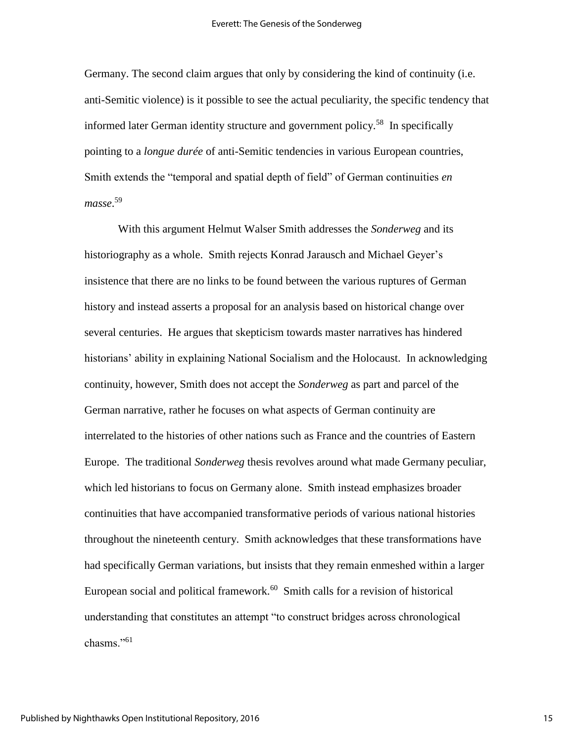Germany. The second claim argues that only by considering the kind of continuity (i.e. anti-Semitic violence) is it possible to see the actual peculiarity, the specific tendency that informed later German identity structure and government policy.[58] In specifically pointing to a *longue durée* of anti-Semitic tendencies in various European countries, Smith extends the "temporal and spatial depth of field" of German continuities *en masse*.[59]

With this argument Helmut Walser Smith addresses the *Sonderweg* and its historiography as a whole. Smith rejects Konrad Jarausch and Michael Geyer's insistence that there are no links to be found between the various ruptures of German history and instead asserts a proposal for an analysis based on historical change over several centuries. He argues that skepticism towards master narratives has hindered historians' ability in explaining National Socialism and the Holocaust. In acknowledging continuity, however, Smith does not accept the *Sonderweg* as part and parcel of the German narrative, rather he focuses on what aspects of German continuity are interrelated to the histories of other nations such as France and the countries of Eastern Europe. The traditional *Sonderweg* thesis revolves around what made Germany peculiar, which led historians to focus on Germany alone. Smith instead emphasizes broader continuities that have accompanied transformative periods of various national histories throughout the nineteenth century. Smith acknowledges that these transformations have had specifically German variations, but insists that they remain enmeshed within a larger European social and political framework.[60] Smith calls for a revision of historical understanding that constitutes an attempt "to construct bridges across chronological chasms."[61]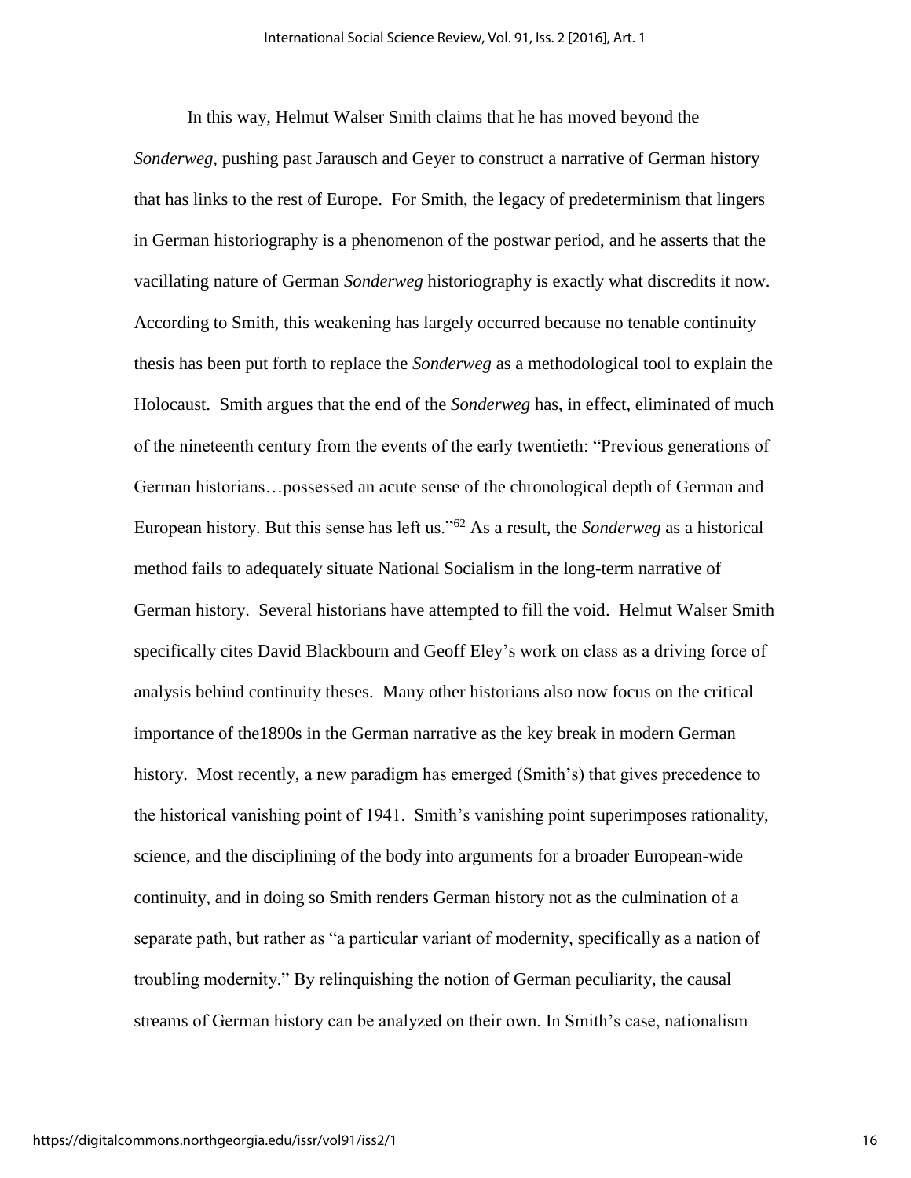In this way, Helmut Walser Smith claims that he has moved beyond the *Sonderweg*, pushing past Jarausch and Geyer to construct a narrative of German history that has links to the rest of Europe. For Smith, the legacy of predeterminism that lingers in German historiography is a phenomenon of the postwar period, and he asserts that the vacillating nature of German *Sonderweg* historiography is exactly what discredits it now. According to Smith, this weakening has largely occurred because no tenable continuity thesis has been put forth to replace the *Sonderweg* as a methodological tool to explain the Holocaust. Smith argues that the end of the *Sonderweg* has, in effect, eliminated of much of the nineteenth century from the events of the early twentieth: "Previous generations of German historians…possessed an acute sense of the chronological depth of German and European history. But this sense has left us."[62] As a result, the *Sonderweg* as a historical method fails to adequately situate National Socialism in the long-term narrative of German history. Several historians have attempted to fill the void. Helmut Walser Smith specifically cites David Blackbourn and Geoff Eley's work on class as a driving force of analysis behind continuity theses. Many other historians also now focus on the critical importance of the1890s in the German narrative as the key break in modern German history. Most recently, a new paradigm has emerged (Smith's) that gives precedence to the historical vanishing point of 1941. Smith's vanishing point superimposes rationality, science, and the disciplining of the body into arguments for a broader European-wide continuity, and in doing so Smith renders German history not as the culmination of a separate path, but rather as "a particular variant of modernity, specifically as a nation of troubling modernity." By relinquishing the notion of German peculiarity, the causal streams of German history can be analyzed on their own. In Smith's case, nationalism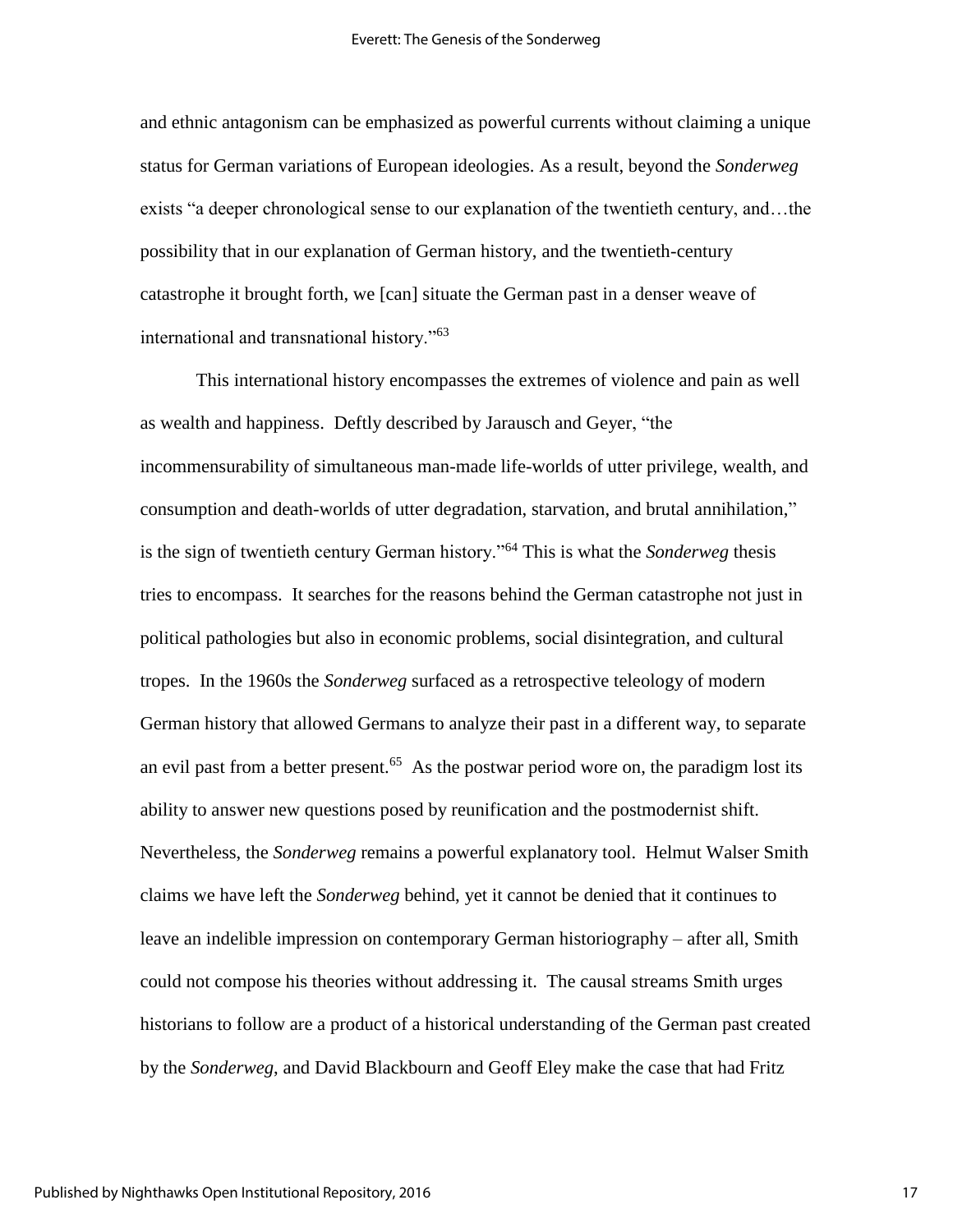and ethnic antagonism can be emphasized as powerful currents without claiming a unique status for German variations of European ideologies. As a result, beyond the *Sonderweg* exists "a deeper chronological sense to our explanation of the twentieth century, and…the possibility that in our explanation of German history, and the twentieth-century catastrophe it brought forth, we [can] situate the German past in a denser weave of international and transnational history."[63]

This international history encompasses the extremes of violence and pain as well as wealth and happiness. Deftly described by Jarausch and Geyer, "the incommensurability of simultaneous man-made life-worlds of utter privilege, wealth, and consumption and death-worlds of utter degradation, starvation, and brutal annihilation," is the sign of twentieth century German history."[64] This is what the *Sonderweg* thesis tries to encompass. It searches for the reasons behind the German catastrophe not just in political pathologies but also in economic problems, social disintegration, and cultural tropes. In the 1960s the *Sonderweg* surfaced as a retrospective teleology of modern German history that allowed Germans to analyze their past in a different way, to separate an evil past from a better present.[65] As the postwar period wore on, the paradigm lost its ability to answer new questions posed by reunification and the postmodernist shift. Nevertheless, the *Sonderweg* remains a powerful explanatory tool. Helmut Walser Smith claims we have left the *Sonderweg* behind, yet it cannot be denied that it continues to leave an indelible impression on contemporary German historiography – after all, Smith could not compose his theories without addressing it. The causal streams Smith urges historians to follow are a product of a historical understanding of the German past created by the *Sonderweg*, and David Blackbourn and Geoff Eley make the case that had Fritz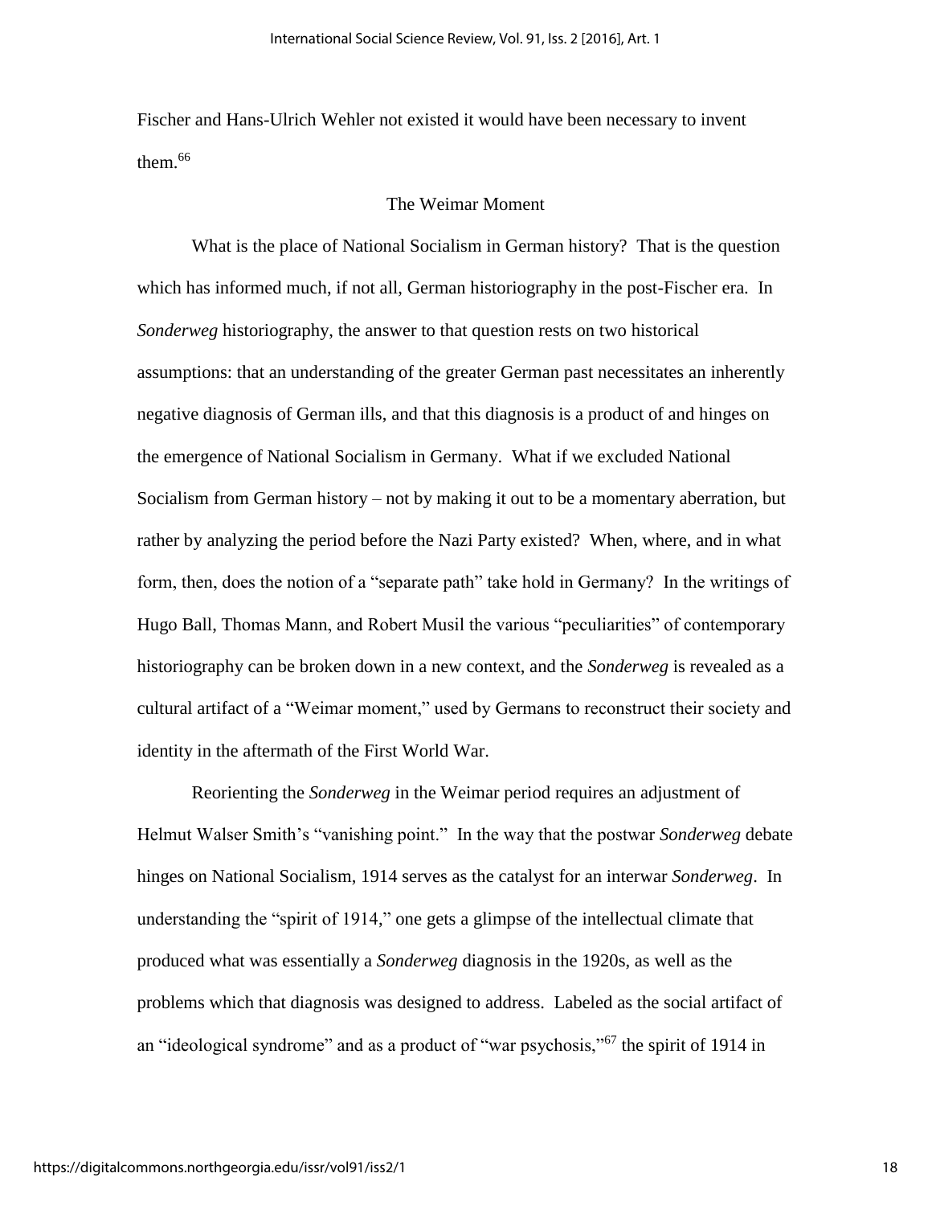Fischer and Hans-Ulrich Wehler not existed it would have been necessary to invent them.[66]

## The Weimar Moment

What is the place of National Socialism in German history? That is the question which has informed much, if not all, German historiography in the post-Fischer era. In *Sonderweg* historiography, the answer to that question rests on two historical assumptions: that an understanding of the greater German past necessitates an inherently negative diagnosis of German ills, and that this diagnosis is a product of and hinges on the emergence of National Socialism in Germany. What if we excluded National Socialism from German history – not by making it out to be a momentary aberration, but rather by analyzing the period before the Nazi Party existed? When, where, and in what form, then, does the notion of a "separate path" take hold in Germany? In the writings of Hugo Ball, Thomas Mann, and Robert Musil the various "peculiarities" of contemporary historiography can be broken down in a new context, and the *Sonderweg* is revealed as a cultural artifact of a "Weimar moment," used by Germans to reconstruct their society and identity in the aftermath of the First World War.

Reorienting the *Sonderweg* in the Weimar period requires an adjustment of Helmut Walser Smith's "vanishing point." In the way that the postwar *Sonderweg* debate hinges on National Socialism, 1914 serves as the catalyst for an interwar *Sonderweg*. In understanding the "spirit of 1914," one gets a glimpse of the intellectual climate that produced what was essentially a *Sonderweg* diagnosis in the 1920s, as well as the problems which that diagnosis was designed to address. Labeled as the social artifact of an "ideological syndrome" and as a product of "war psychosis,"[67] the spirit of 1914 in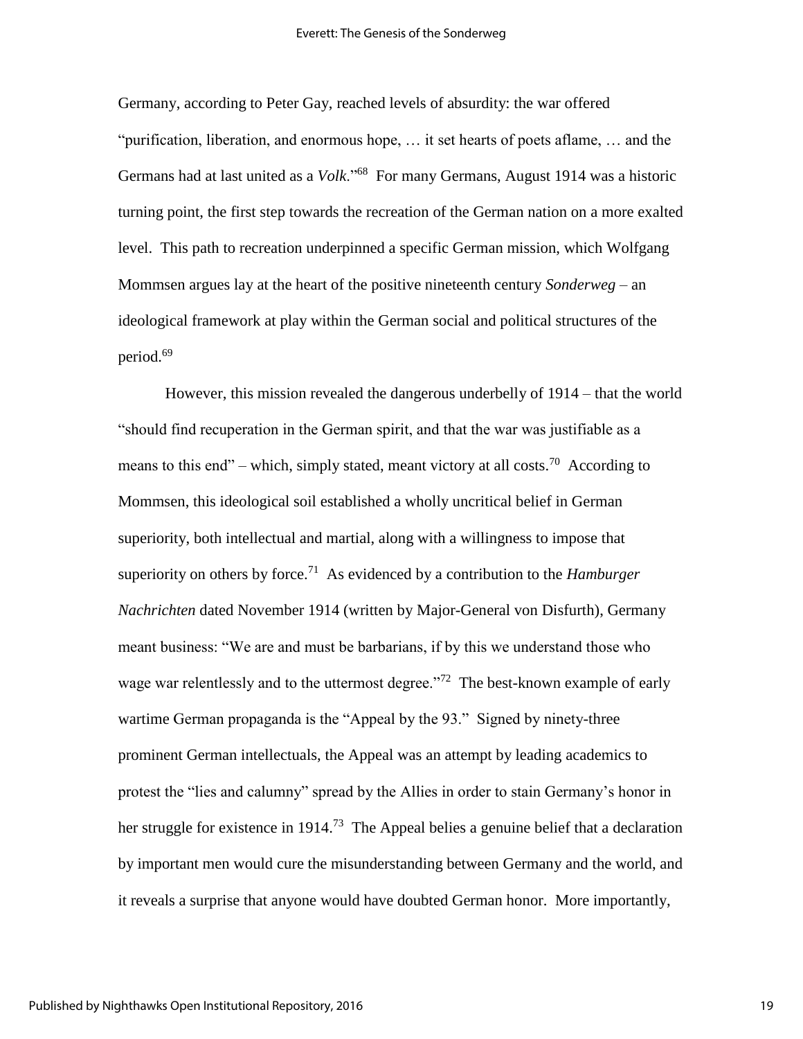Germany, according to Peter Gay, reached levels of absurdity: the war offered "purification, liberation, and enormous hope, … it set hearts of poets aflame, … and the Germans had at last united as a *Volk*."[68] For many Germans, August 1914 was a historic turning point, the first step towards the recreation of the German nation on a more exalted level. This path to recreation underpinned a specific German mission, which Wolfgang Mommsen argues lay at the heart of the positive nineteenth century *Sonderweg* – an ideological framework at play within the German social and political structures of the period.[69]

However, this mission revealed the dangerous underbelly of 1914 – that the world "should find recuperation in the German spirit, and that the war was justifiable as a means to this end" – which, simply stated, meant victory at all costs.[70] According to Mommsen, this ideological soil established a wholly uncritical belief in German superiority, both intellectual and martial, along with a willingness to impose that superiority on others by force.[71] As evidenced by a contribution to the *Hamburger Nachrichten* dated November 1914 (written by Major-General von Disfurth), Germany meant business: "We are and must be barbarians, if by this we understand those who wage war relentlessly and to the uttermost degree."[72] The best-known example of early wartime German propaganda is the "Appeal by the 93." Signed by ninety-three prominent German intellectuals, the Appeal was an attempt by leading academics to protest the "lies and calumny" spread by the Allies in order to stain Germany's honor in her struggle for existence in 1914.[73] The Appeal belies a genuine belief that a declaration by important men would cure the misunderstanding between Germany and the world, and it reveals a surprise that anyone would have doubted German honor. More importantly,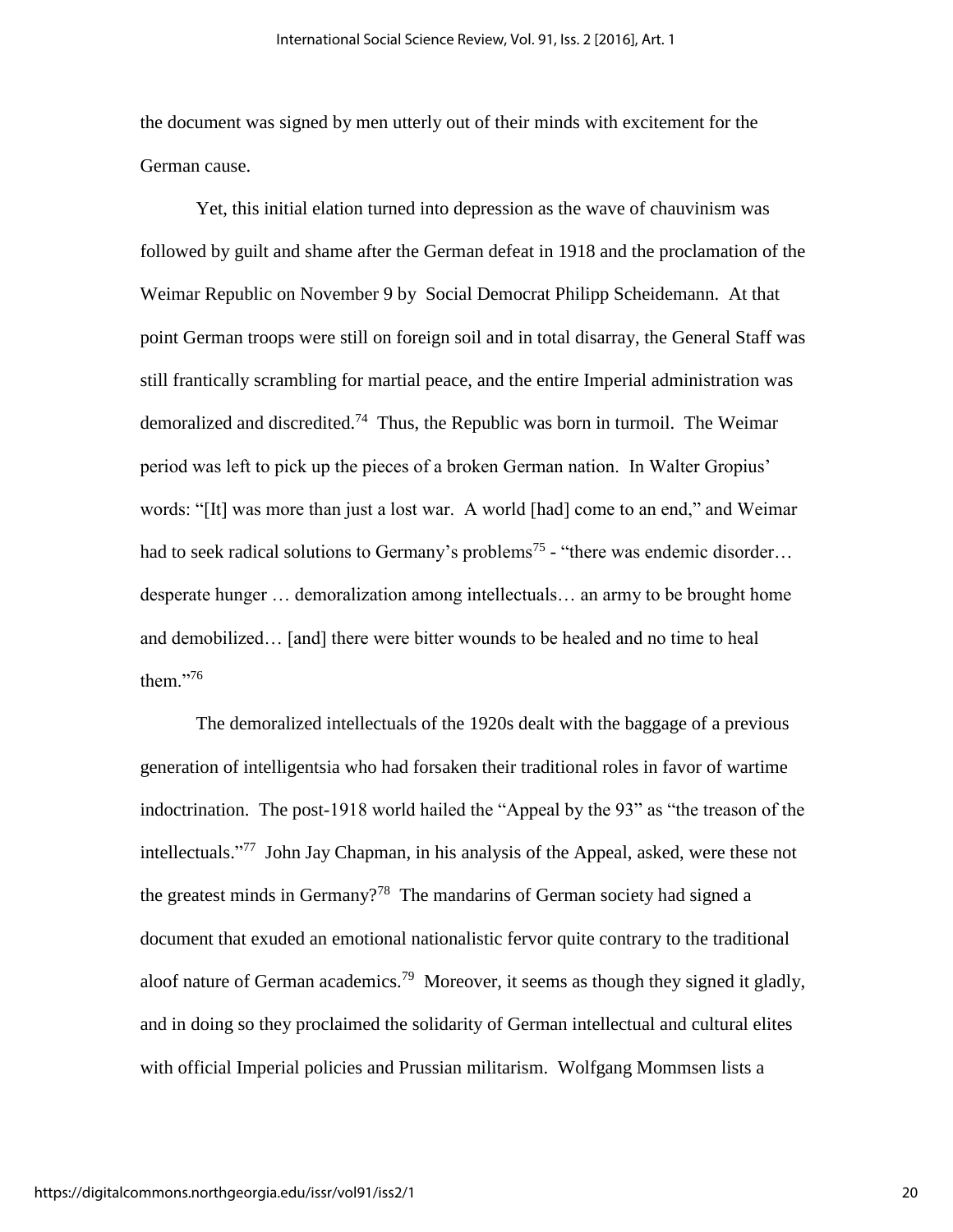the document was signed by men utterly out of their minds with excitement for the German cause.

Yet, this initial elation turned into depression as the wave of chauvinism was followed by guilt and shame after the German defeat in 1918 and the proclamation of the Weimar Republic on November 9 by Social Democrat Philipp Scheidemann. At that point German troops were still on foreign soil and in total disarray, the General Staff was still frantically scrambling for martial peace, and the entire Imperial administration was demoralized and discredited.[74] Thus, the Republic was born in turmoil. The Weimar period was left to pick up the pieces of a broken German nation. In Walter Gropius' words: "[It] was more than just a lost war. A world [had] come to an end," and Weimar had to seek radical solutions to Germany's problems[75] - "there was endemic disorder… desperate hunger … demoralization among intellectuals… an army to be brought home and demobilized… [and] there were bitter wounds to be healed and no time to heal them."[76]

The demoralized intellectuals of the 1920s dealt with the baggage of a previous generation of intelligentsia who had forsaken their traditional roles in favor of wartime indoctrination. The post-1918 world hailed the "Appeal by the 93" as "the treason of the intellectuals."[77] John Jay Chapman, in his analysis of the Appeal, asked, were these not the greatest minds in Germany?[78] The mandarins of German society had signed a document that exuded an emotional nationalistic fervor quite contrary to the traditional aloof nature of German academics.[79] Moreover, it seems as though they signed it gladly, and in doing so they proclaimed the solidarity of German intellectual and cultural elites with official Imperial policies and Prussian militarism. Wolfgang Mommsen lists a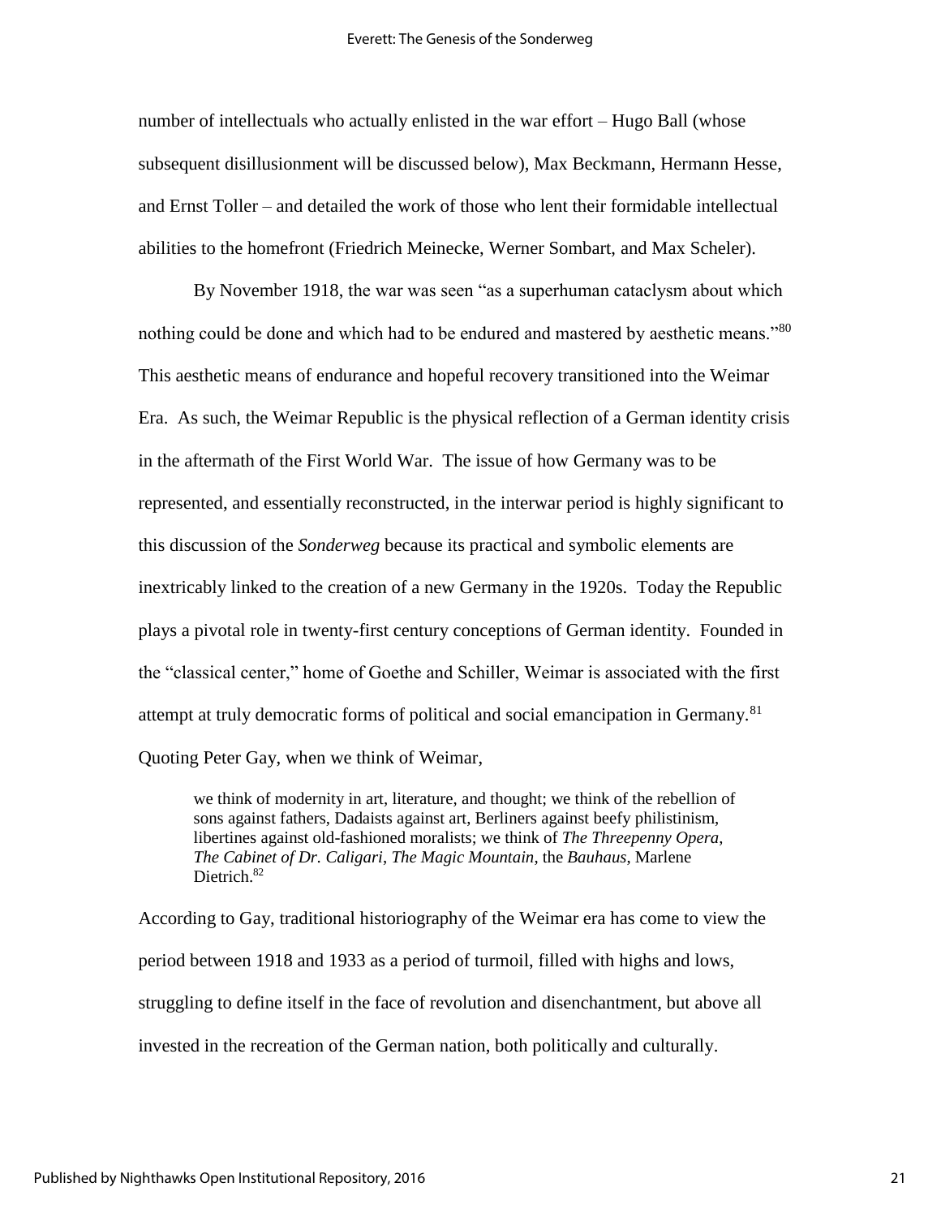number of intellectuals who actually enlisted in the war effort – Hugo Ball (whose subsequent disillusionment will be discussed below), Max Beckmann, Hermann Hesse, and Ernst Toller – and detailed the work of those who lent their formidable intellectual abilities to the homefront (Friedrich Meinecke, Werner Sombart, and Max Scheler).

By November 1918, the war was seen "as a superhuman cataclysm about which nothing could be done and which had to be endured and mastered by aesthetic means."[80] This aesthetic means of endurance and hopeful recovery transitioned into the Weimar Era. As such, the Weimar Republic is the physical reflection of a German identity crisis in the aftermath of the First World War. The issue of how Germany was to be represented, and essentially reconstructed, in the interwar period is highly significant to this discussion of the *Sonderweg* because its practical and symbolic elements are inextricably linked to the creation of a new Germany in the 1920s. Today the Republic plays a pivotal role in twenty-first century conceptions of German identity. Founded in the "classical center," home of Goethe and Schiller, Weimar is associated with the first attempt at truly democratic forms of political and social emancipation in Germany.[81] Quoting Peter Gay, when we think of Weimar,

> we think of modernity in art, literature, and thought; we think of the rebellion of sons against fathers, Dadaists against art, Berliners against beefy philistinism, libertines against old-fashioned moralists; we think of *The Threepenny Opera*, *The Cabinet of Dr. Caligari*, *The Magic Mountain*, the *Bauhaus*, Marlene Dietrich.[82]

According to Gay, traditional historiography of the Weimar era has come to view the period between 1918 and 1933 as a period of turmoil, filled with highs and lows, struggling to define itself in the face of revolution and disenchantment, but above all invested in the recreation of the German nation, both politically and culturally.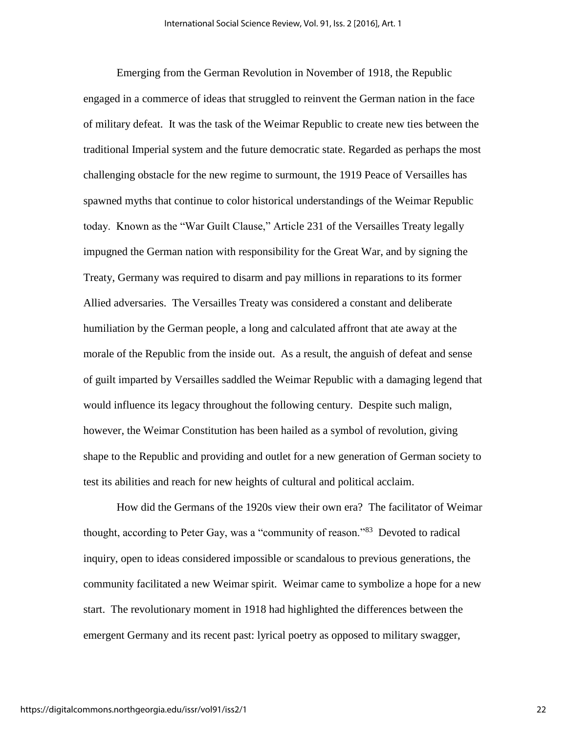Emerging from the German Revolution in November of 1918, the Republic engaged in a commerce of ideas that struggled to reinvent the German nation in the face of military defeat. It was the task of the Weimar Republic to create new ties between the traditional Imperial system and the future democratic state. Regarded as perhaps the most challenging obstacle for the new regime to surmount, the 1919 Peace of Versailles has spawned myths that continue to color historical understandings of the Weimar Republic today. Known as the "War Guilt Clause," Article 231 of the Versailles Treaty legally impugned the German nation with responsibility for the Great War, and by signing the Treaty, Germany was required to disarm and pay millions in reparations to its former Allied adversaries. The Versailles Treaty was considered a constant and deliberate humiliation by the German people, a long and calculated affront that ate away at the morale of the Republic from the inside out. As a result, the anguish of defeat and sense of guilt imparted by Versailles saddled the Weimar Republic with a damaging legend that would influence its legacy throughout the following century. Despite such malign, however, the Weimar Constitution has been hailed as a symbol of revolution, giving shape to the Republic and providing and outlet for a new generation of German society to test its abilities and reach for new heights of cultural and political acclaim.

How did the Germans of the 1920s view their own era? The facilitator of Weimar thought, according to Peter Gay, was a "community of reason."[83] Devoted to radical inquiry, open to ideas considered impossible or scandalous to previous generations, the community facilitated a new Weimar spirit. Weimar came to symbolize a hope for a new start. The revolutionary moment in 1918 had highlighted the differences between the emergent Germany and its recent past: lyrical poetry as opposed to military swagger,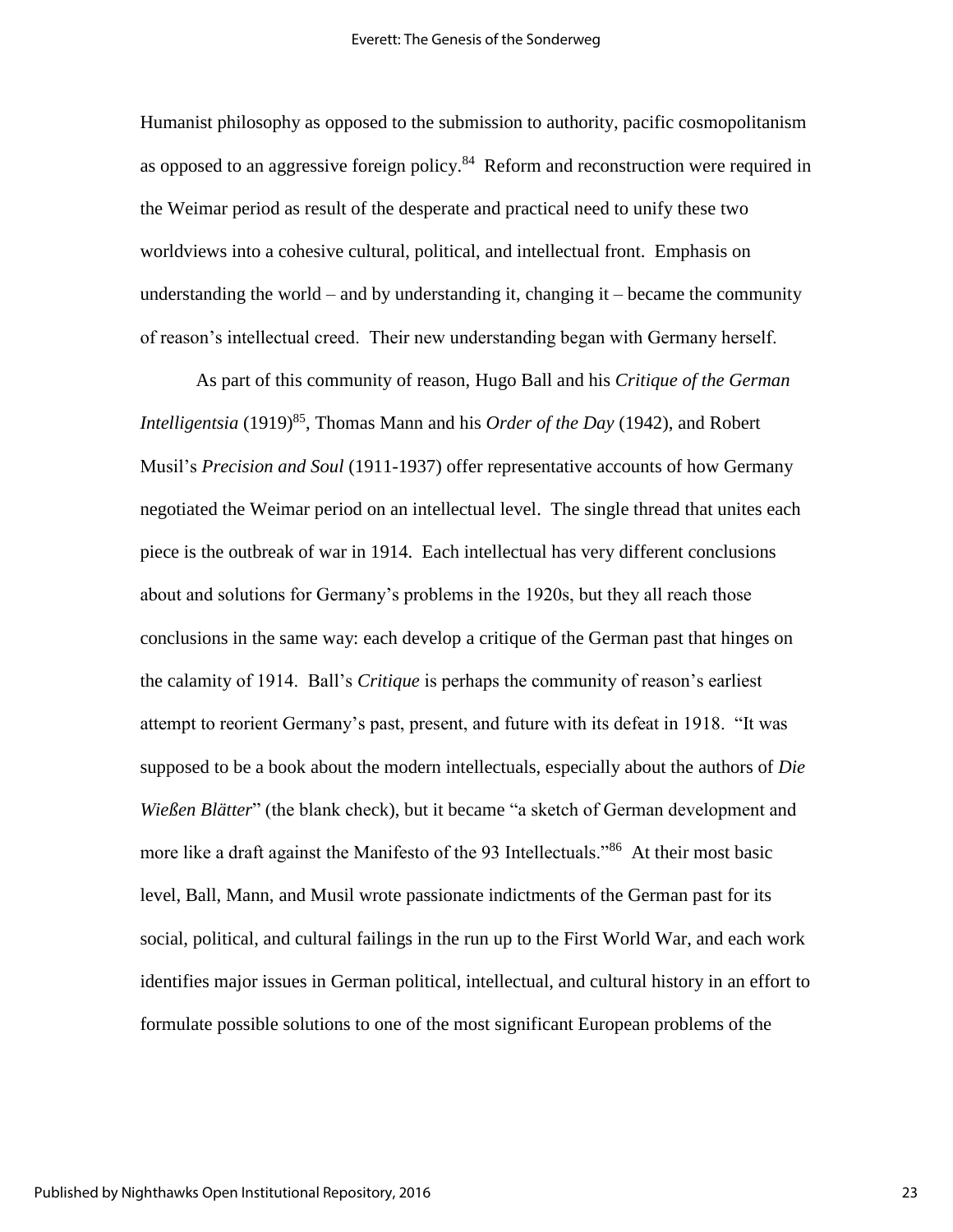Humanist philosophy as opposed to the submission to authority, pacific cosmopolitanism as opposed to an aggressive foreign policy.[84] Reform and reconstruction were required in the Weimar period as result of the desperate and practical need to unify these two worldviews into a cohesive cultural, political, and intellectual front. Emphasis on understanding the world – and by understanding it, changing it – became the community of reason's intellectual creed. Their new understanding began with Germany herself.

As part of this community of reason, Hugo Ball and his *Critique of the German Intelligentsia* (1919)[85], Thomas Mann and his *Order of the Day* (1942), and Robert Musil's *Precision and Soul* (1911-1937) offer representative accounts of how Germany negotiated the Weimar period on an intellectual level. The single thread that unites each piece is the outbreak of war in 1914. Each intellectual has very different conclusions about and solutions for Germany's problems in the 1920s, but they all reach those conclusions in the same way: each develop a critique of the German past that hinges on the calamity of 1914. Ball's *Critique* is perhaps the community of reason's earliest attempt to reorient Germany's past, present, and future with its defeat in 1918. "It was supposed to be a book about the modern intellectuals, especially about the authors of *Die Wießen Blätter*" (the blank check), but it became "a sketch of German development and more like a draft against the Manifesto of the 93 Intellectuals."[86] At their most basic level, Ball, Mann, and Musil wrote passionate indictments of the German past for its social, political, and cultural failings in the run up to the First World War, and each work identifies major issues in German political, intellectual, and cultural history in an effort to formulate possible solutions to one of the most significant European problems of the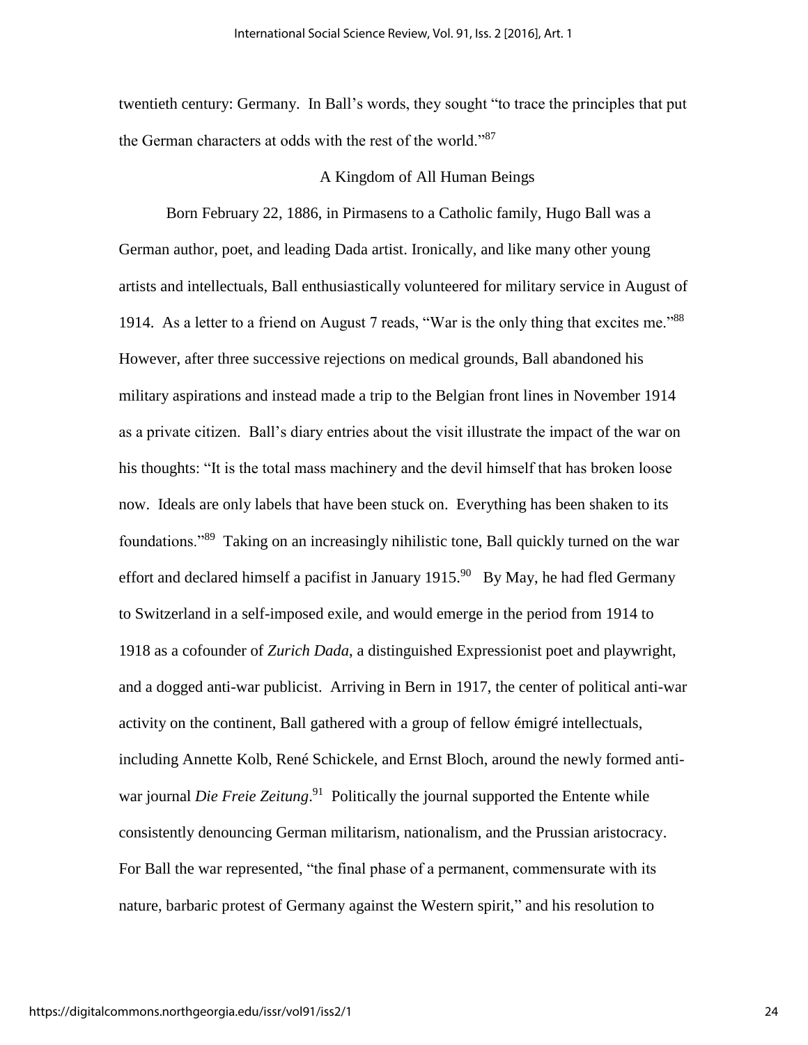twentieth century: Germany. In Ball's words, they sought "to trace the principles that put the German characters at odds with the rest of the world."[87]

## A Kingdom of All Human Beings

Born February 22, 1886, in Pirmasens to a Catholic family, Hugo Ball was a German author, poet, and leading Dada artist. Ironically, and like many other young artists and intellectuals, Ball enthusiastically volunteered for military service in August of 1914. As a letter to a friend on August 7 reads, "War is the only thing that excites me."[88] However, after three successive rejections on medical grounds, Ball abandoned his military aspirations and instead made a trip to the Belgian front lines in November 1914 as a private citizen. Ball's diary entries about the visit illustrate the impact of the war on his thoughts: "It is the total mass machinery and the devil himself that has broken loose now. Ideals are only labels that have been stuck on. Everything has been shaken to its foundations."[89] Taking on an increasingly nihilistic tone, Ball quickly turned on the war effort and declared himself a pacifist in January 1915.[90] By May, he had fled Germany to Switzerland in a self-imposed exile, and would emerge in the period from 1914 to 1918 as a cofounder of *Zurich Dada*, a distinguished Expressionist poet and playwright, and a dogged anti-war publicist. Arriving in Bern in 1917, the center of political anti-war activity on the continent, Ball gathered with a group of fellow émigré intellectuals, including Annette Kolb, René Schickele, and Ernst Bloch, around the newly formed anti-war journal *Die Freie Zeitung*.[91] Politically the journal supported the Entente while consistently denouncing German militarism, nationalism, and the Prussian aristocracy. For Ball the war represented, "the final phase of a permanent, commensurate with its nature, barbaric protest of Germany against the Western spirit," and his resolution to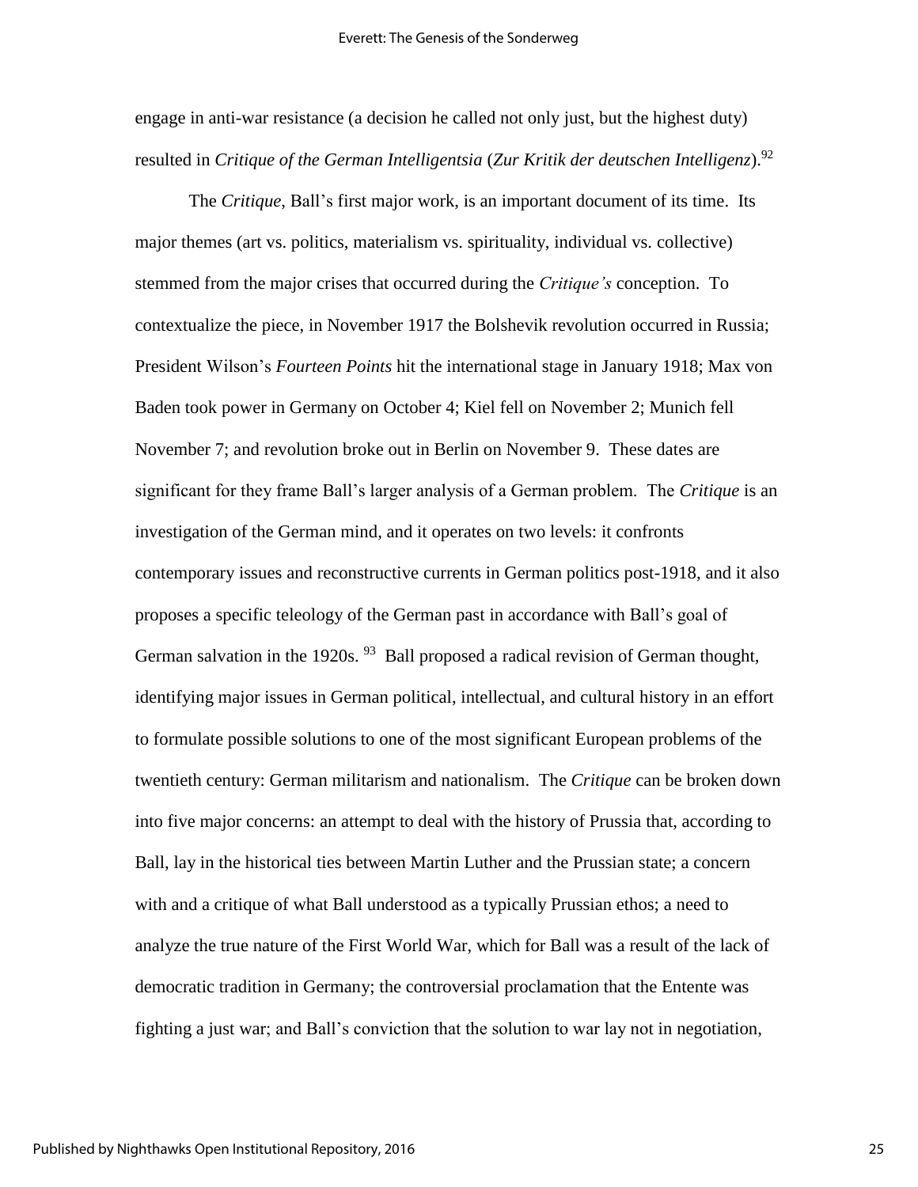engage in anti-war resistance (a decision he called not only just, but the highest duty) resulted in *Critique of the German Intelligentsia* (*Zur Kritik der deutschen Intelligenz*).[92]

The *Critique*, Ball's first major work, is an important document of its time. Its major themes (art vs. politics, materialism vs. spirituality, individual vs. collective) stemmed from the major crises that occurred during the *Critique's* conception. To contextualize the piece, in November 1917 the Bolshevik revolution occurred in Russia; President Wilson's *Fourteen Points* hit the international stage in January 1918; Max von Baden took power in Germany on October 4; Kiel fell on November 2; Munich fell November 7; and revolution broke out in Berlin on November 9. These dates are significant for they frame Ball's larger analysis of a German problem. The *Critique* is an investigation of the German mind, and it operates on two levels: it confronts contemporary issues and reconstructive currents in German politics post-1918, and it also proposes a specific teleology of the German past in accordance with Ball's goal of German salvation in the 1920s. [93] Ball proposed a radical revision of German thought, identifying major issues in German political, intellectual, and cultural history in an effort to formulate possible solutions to one of the most significant European problems of the twentieth century: German militarism and nationalism. The *Critique* can be broken down into five major concerns: an attempt to deal with the history of Prussia that, according to Ball, lay in the historical ties between Martin Luther and the Prussian state; a concern with and a critique of what Ball understood as a typically Prussian ethos; a need to analyze the true nature of the First World War, which for Ball was a result of the lack of democratic tradition in Germany; the controversial proclamation that the Entente was fighting a just war; and Ball's conviction that the solution to war lay not in negotiation,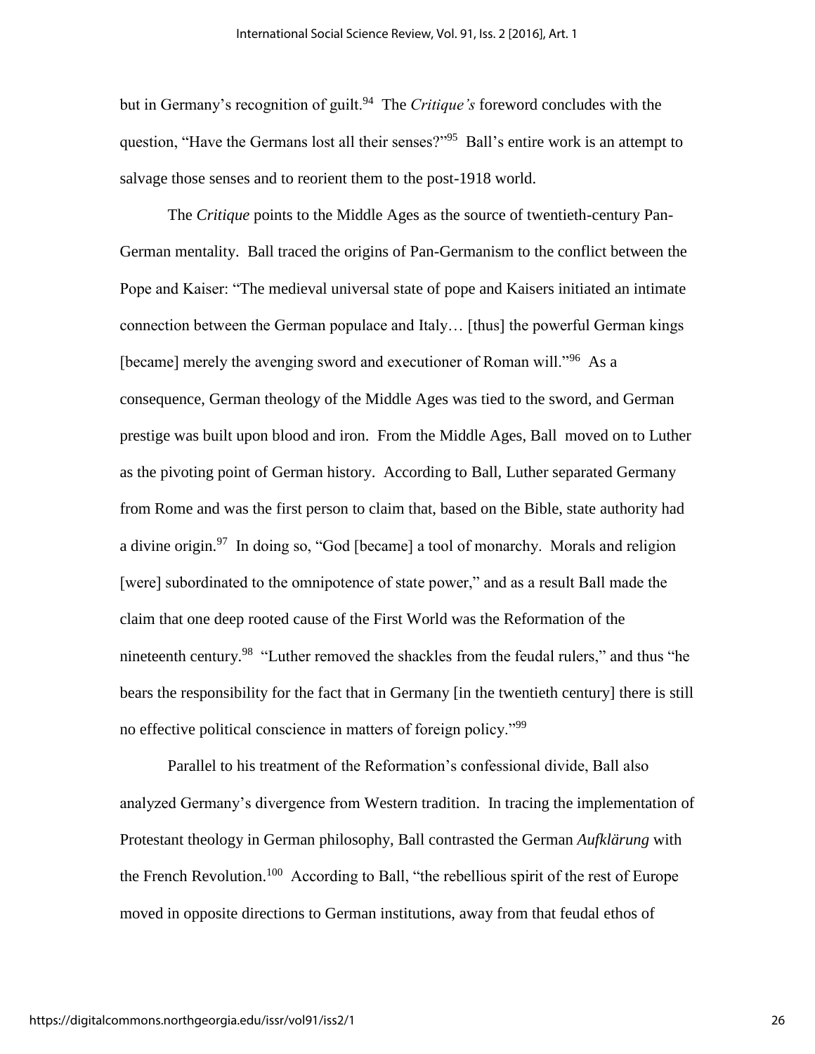but in Germany's recognition of guilt.[94] The *Critique's* foreword concludes with the question, "Have the Germans lost all their senses?"[95] Ball's entire work is an attempt to salvage those senses and to reorient them to the post-1918 world.

The *Critique* points to the Middle Ages as the source of twentieth-century Pan-German mentality. Ball traced the origins of Pan-Germanism to the conflict between the Pope and Kaiser: "The medieval universal state of pope and Kaisers initiated an intimate connection between the German populace and Italy… [thus] the powerful German kings [became] merely the avenging sword and executioner of Roman will."[96] As a consequence, German theology of the Middle Ages was tied to the sword, and German prestige was built upon blood and iron. From the Middle Ages, Ball moved on to Luther as the pivoting point of German history. According to Ball, Luther separated Germany from Rome and was the first person to claim that, based on the Bible, state authority had a divine origin.[97] In doing so, "God [became] a tool of monarchy. Morals and religion [were] subordinated to the omnipotence of state power," and as a result Ball made the claim that one deep rooted cause of the First World was the Reformation of the nineteenth century.[98] "Luther removed the shackles from the feudal rulers," and thus "he bears the responsibility for the fact that in Germany [in the twentieth century] there is still no effective political conscience in matters of foreign policy."[99]

Parallel to his treatment of the Reformation's confessional divide, Ball also analyzed Germany's divergence from Western tradition. In tracing the implementation of Protestant theology in German philosophy, Ball contrasted the German *Aufklärung* with the French Revolution.[100] According to Ball, "the rebellious spirit of the rest of Europe moved in opposite directions to German institutions, away from that feudal ethos of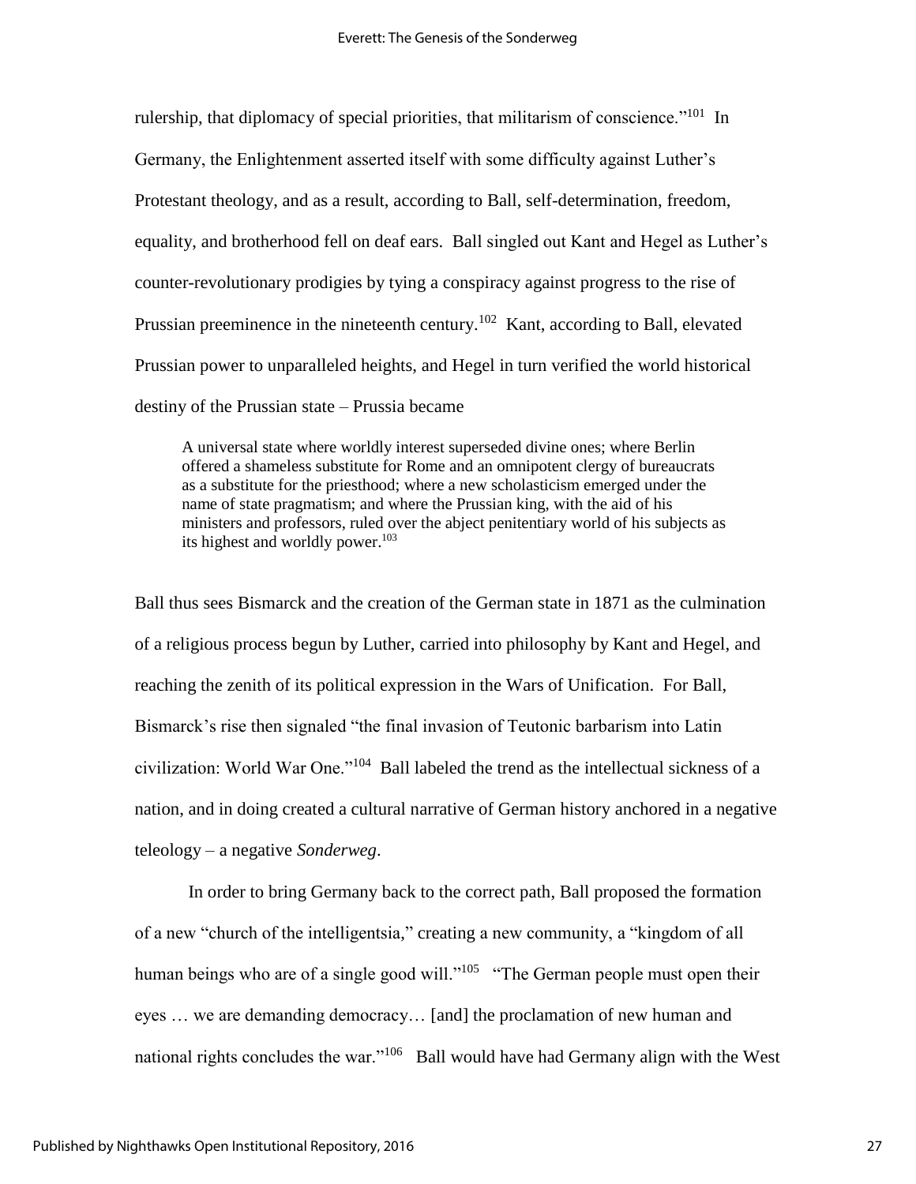rulership, that diplomacy of special priorities, that militarism of conscience."[101] In Germany, the Enlightenment asserted itself with some difficulty against Luther's Protestant theology, and as a result, according to Ball, self-determination, freedom, equality, and brotherhood fell on deaf ears. Ball singled out Kant and Hegel as Luther's counter-revolutionary prodigies by tying a conspiracy against progress to the rise of Prussian preeminence in the nineteenth century.[102] Kant, according to Ball, elevated Prussian power to unparalleled heights, and Hegel in turn verified the world historical destiny of the Prussian state – Prussia became

> A universal state where worldly interest superseded divine ones; where Berlin offered a shameless substitute for Rome and an omnipotent clergy of bureaucrats as a substitute for the priesthood; where a new scholasticism emerged under the name of state pragmatism; and where the Prussian king, with the aid of his ministers and professors, ruled over the abject penitentiary world of his subjects as its highest and worldly power.[103]

Ball thus sees Bismarck and the creation of the German state in 1871 as the culmination of a religious process begun by Luther, carried into philosophy by Kant and Hegel, and reaching the zenith of its political expression in the Wars of Unification. For Ball, Bismarck's rise then signaled "the final invasion of Teutonic barbarism into Latin civilization: World War One."[104] Ball labeled the trend as the intellectual sickness of a nation, and in doing created a cultural narrative of German history anchored in a negative teleology – a negative *Sonderweg*.

In order to bring Germany back to the correct path, Ball proposed the formation of a new "church of the intelligentsia," creating a new community, a "kingdom of all human beings who are of a single good will."[105] "The German people must open their eyes … we are demanding democracy… [and] the proclamation of new human and national rights concludes the war."[106] Ball would have had Germany align with the West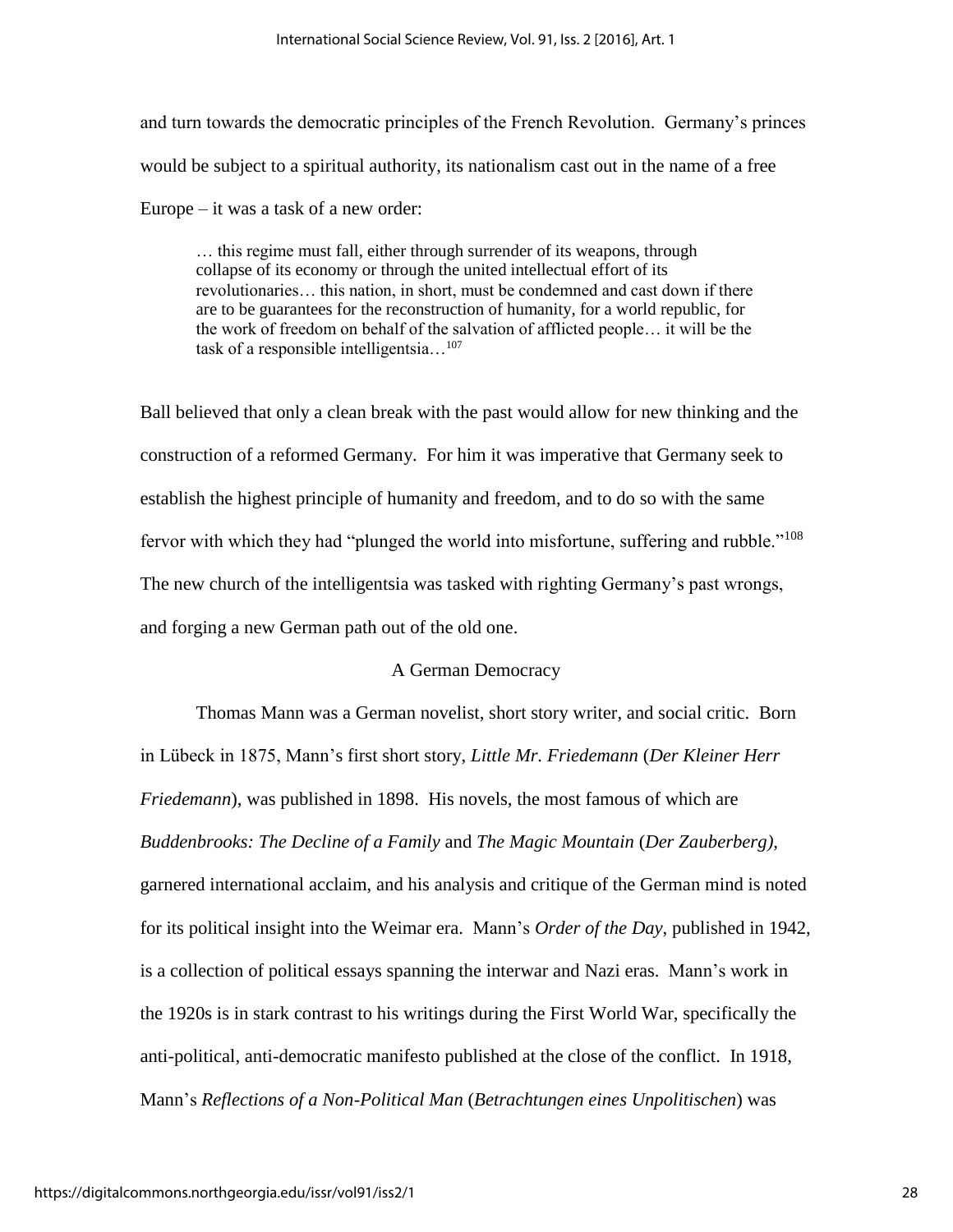and turn towards the democratic principles of the French Revolution. Germany's princes would be subject to a spiritual authority, its nationalism cast out in the name of a free Europe – it was a task of a new order:

> … this regime must fall, either through surrender of its weapons, through collapse of its economy or through the united intellectual effort of its revolutionaries… this nation, in short, must be condemned and cast down if there are to be guarantees for the reconstruction of humanity, for a world republic, for the work of freedom on behalf of the salvation of afflicted people… it will be the task of a responsible intelligentsia…[107]

Ball believed that only a clean break with the past would allow for new thinking and the construction of a reformed Germany. For him it was imperative that Germany seek to establish the highest principle of humanity and freedom, and to do so with the same fervor with which they had "plunged the world into misfortune, suffering and rubble."[108] The new church of the intelligentsia was tasked with righting Germany's past wrongs, and forging a new German path out of the old one.

## A German Democracy

Thomas Mann was a German novelist, short story writer, and social critic. Born in Lübeck in 1875, Mann's first short story, *Little Mr. Friedemann* (*Der Kleiner Herr Friedemann*), was published in 1898. His novels, the most famous of which are *Buddenbrooks: The Decline of a Family* and *The Magic Mountain* (*Der Zauberberg)*, garnered international acclaim, and his analysis and critique of the German mind is noted for its political insight into the Weimar era. Mann's *Order of the Day*, published in 1942, is a collection of political essays spanning the interwar and Nazi eras. Mann's work in the 1920s is in stark contrast to his writings during the First World War, specifically the anti-political, anti-democratic manifesto published at the close of the conflict. In 1918, Mann's *Reflections of a Non-Political Man* (*Betrachtungen eines Unpolitischen*) was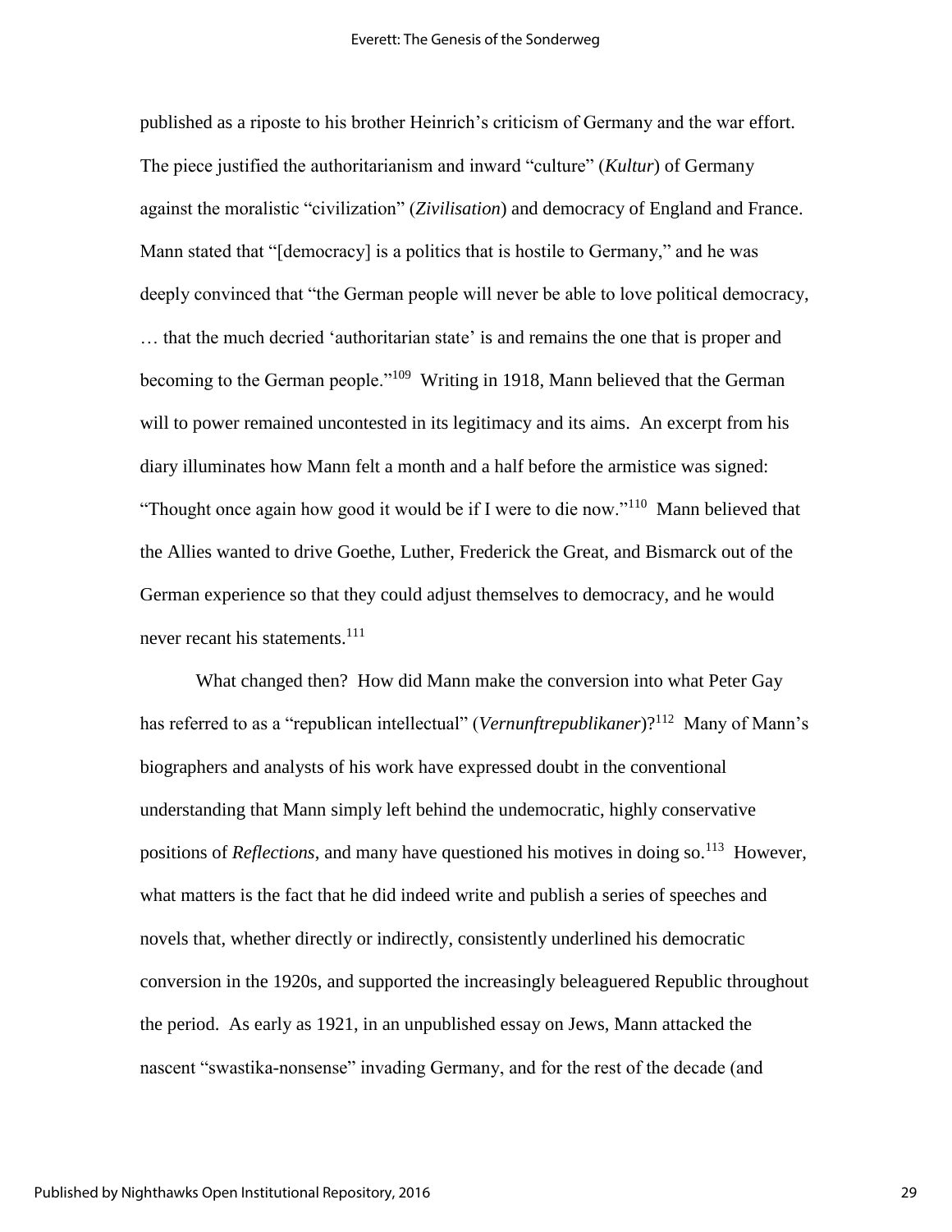published as a riposte to his brother Heinrich's criticism of Germany and the war effort. The piece justified the authoritarianism and inward "culture" (*Kultur*) of Germany against the moralistic "civilization" (*Zivilisation*) and democracy of England and France. Mann stated that "[democracy] is a politics that is hostile to Germany," and he was deeply convinced that "the German people will never be able to love political democracy, … that the much decried 'authoritarian state' is and remains the one that is proper and becoming to the German people."[109] Writing in 1918, Mann believed that the German will to power remained uncontested in its legitimacy and its aims. An excerpt from his diary illuminates how Mann felt a month and a half before the armistice was signed: "Thought once again how good it would be if I were to die now."[110] Mann believed that the Allies wanted to drive Goethe, Luther, Frederick the Great, and Bismarck out of the German experience so that they could adjust themselves to democracy, and he would never recant his statements.[111]

What changed then? How did Mann make the conversion into what Peter Gay has referred to as a "republican intellectual" (*Vernunftrepublikaner*)?[112] Many of Mann's biographers and analysts of his work have expressed doubt in the conventional understanding that Mann simply left behind the undemocratic, highly conservative positions of *Reflections*, and many have questioned his motives in doing so.[113] However, what matters is the fact that he did indeed write and publish a series of speeches and novels that, whether directly or indirectly, consistently underlined his democratic conversion in the 1920s, and supported the increasingly beleaguered Republic throughout the period. As early as 1921, in an unpublished essay on Jews, Mann attacked the nascent "swastika-nonsense" invading Germany, and for the rest of the decade (and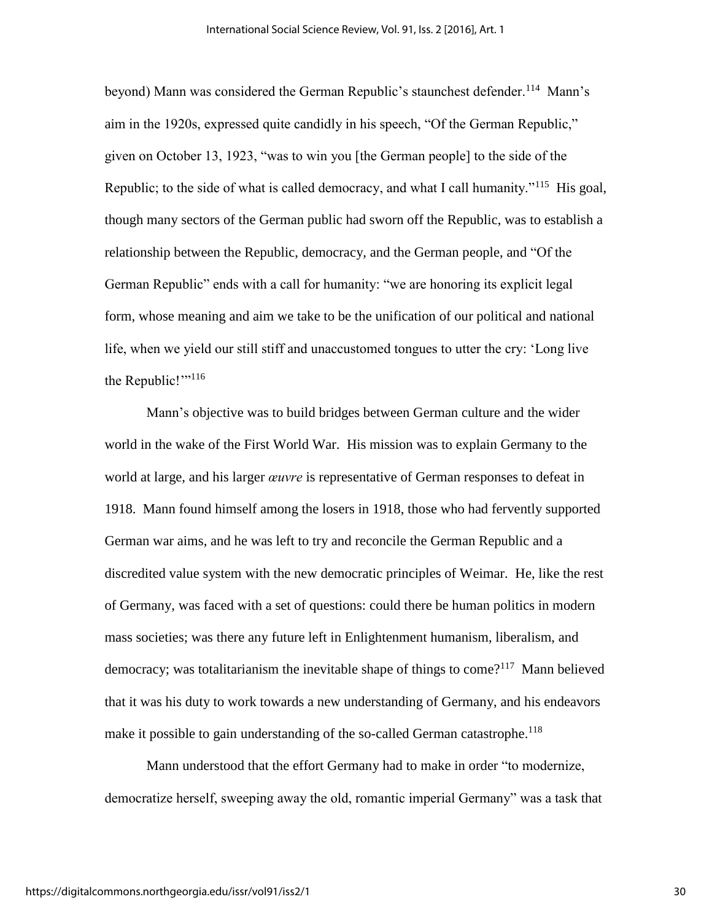beyond) Mann was considered the German Republic's staunchest defender.[114] Mann's aim in the 1920s, expressed quite candidly in his speech, "Of the German Republic," given on October 13, 1923, "was to win you [the German people] to the side of the Republic; to the side of what is called democracy, and what I call humanity."[115] His goal, though many sectors of the German public had sworn off the Republic, was to establish a relationship between the Republic, democracy, and the German people, and "Of the German Republic" ends with a call for humanity: "we are honoring its explicit legal form, whose meaning and aim we take to be the unification of our political and national life, when we yield our still stiff and unaccustomed tongues to utter the cry: 'Long live the Republic!'"[116]

Mann's objective was to build bridges between German culture and the wider world in the wake of the First World War. His mission was to explain Germany to the world at large, and his larger *œuvre* is representative of German responses to defeat in 1918. Mann found himself among the losers in 1918, those who had fervently supported German war aims, and he was left to try and reconcile the German Republic and a discredited value system with the new democratic principles of Weimar. He, like the rest of Germany, was faced with a set of questions: could there be human politics in modern mass societies; was there any future left in Enlightenment humanism, liberalism, and democracy; was totalitarianism the inevitable shape of things to come?[117] Mann believed that it was his duty to work towards a new understanding of Germany, and his endeavors make it possible to gain understanding of the so-called German catastrophe.[118]

Mann understood that the effort Germany had to make in order "to modernize, democratize herself, sweeping away the old, romantic imperial Germany" was a task that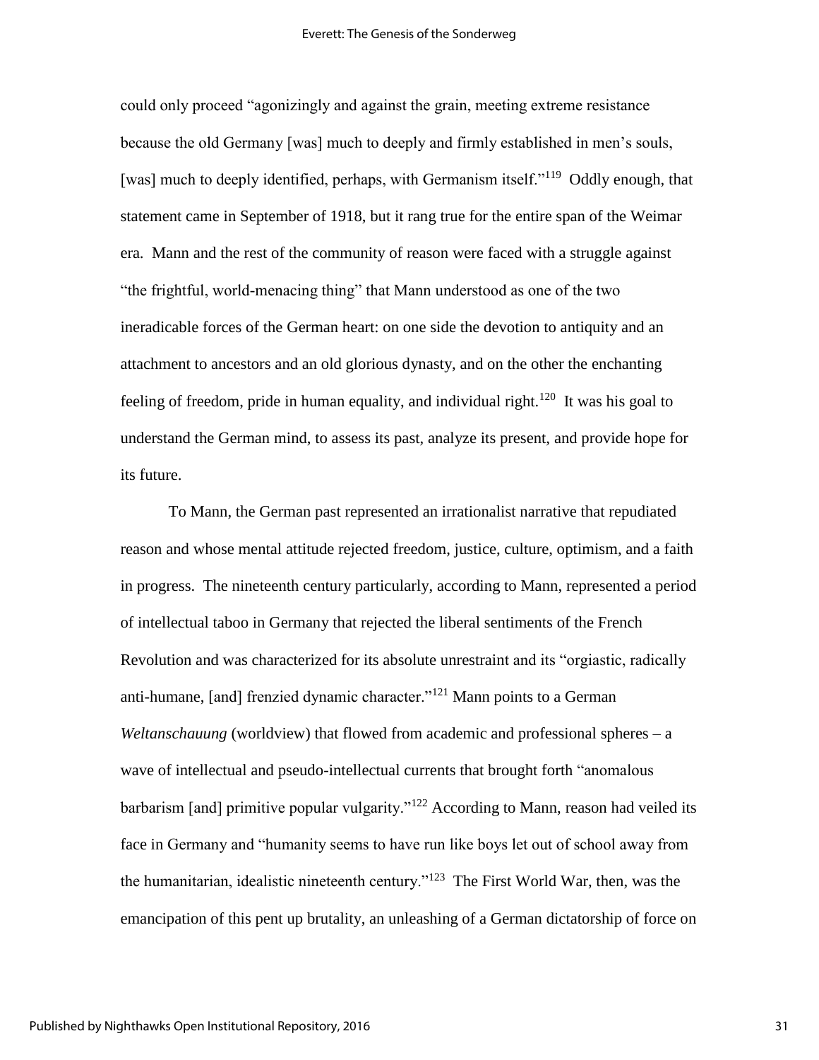could only proceed "agonizingly and against the grain, meeting extreme resistance because the old Germany [was] much to deeply and firmly established in men's souls, [was] much to deeply identified, perhaps, with Germanism itself."[119] Oddly enough, that statement came in September of 1918, but it rang true for the entire span of the Weimar era. Mann and the rest of the community of reason were faced with a struggle against "the frightful, world-menacing thing" that Mann understood as one of the two ineradicable forces of the German heart: on one side the devotion to antiquity and an attachment to ancestors and an old glorious dynasty, and on the other the enchanting feeling of freedom, pride in human equality, and individual right.[120] It was his goal to understand the German mind, to assess its past, analyze its present, and provide hope for its future.

To Mann, the German past represented an irrationalist narrative that repudiated reason and whose mental attitude rejected freedom, justice, culture, optimism, and a faith in progress. The nineteenth century particularly, according to Mann, represented a period of intellectual taboo in Germany that rejected the liberal sentiments of the French Revolution and was characterized for its absolute unrestraint and its "orgiastic, radically anti-humane, [and] frenzied dynamic character."[121] Mann points to a German *Weltanschauung* (worldview) that flowed from academic and professional spheres – a wave of intellectual and pseudo-intellectual currents that brought forth "anomalous barbarism [and] primitive popular vulgarity."[122] According to Mann, reason had veiled its face in Germany and "humanity seems to have run like boys let out of school away from the humanitarian, idealistic nineteenth century."[123] The First World War, then, was the emancipation of this pent up brutality, an unleashing of a German dictatorship of force on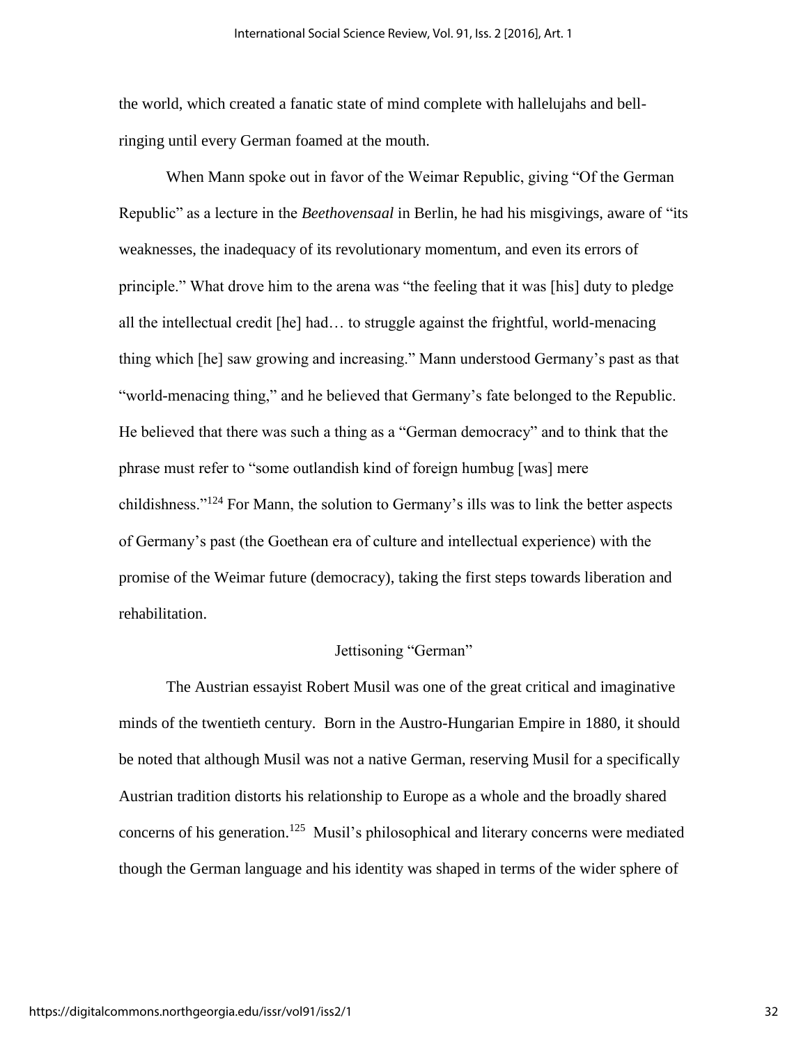the world, which created a fanatic state of mind complete with hallelujahs and bell-ringing until every German foamed at the mouth.

When Mann spoke out in favor of the Weimar Republic, giving "Of the German Republic" as a lecture in the *Beethovensaal* in Berlin, he had his misgivings, aware of "its weaknesses, the inadequacy of its revolutionary momentum, and even its errors of principle." What drove him to the arena was "the feeling that it was [his] duty to pledge all the intellectual credit [he] had… to struggle against the frightful, world-menacing thing which [he] saw growing and increasing." Mann understood Germany's past as that "world-menacing thing," and he believed that Germany's fate belonged to the Republic. He believed that there was such a thing as a "German democracy" and to think that the phrase must refer to "some outlandish kind of foreign humbug [was] mere childishness."[124] For Mann, the solution to Germany's ills was to link the better aspects of Germany's past (the Goethean era of culture and intellectual experience) with the promise of the Weimar future (democracy), taking the first steps towards liberation and rehabilitation.

## Jettisoning "German"

The Austrian essayist Robert Musil was one of the great critical and imaginative minds of the twentieth century. Born in the Austro-Hungarian Empire in 1880, it should be noted that although Musil was not a native German, reserving Musil for a specifically Austrian tradition distorts his relationship to Europe as a whole and the broadly shared concerns of his generation.[125] Musil's philosophical and literary concerns were mediated though the German language and his identity was shaped in terms of the wider sphere of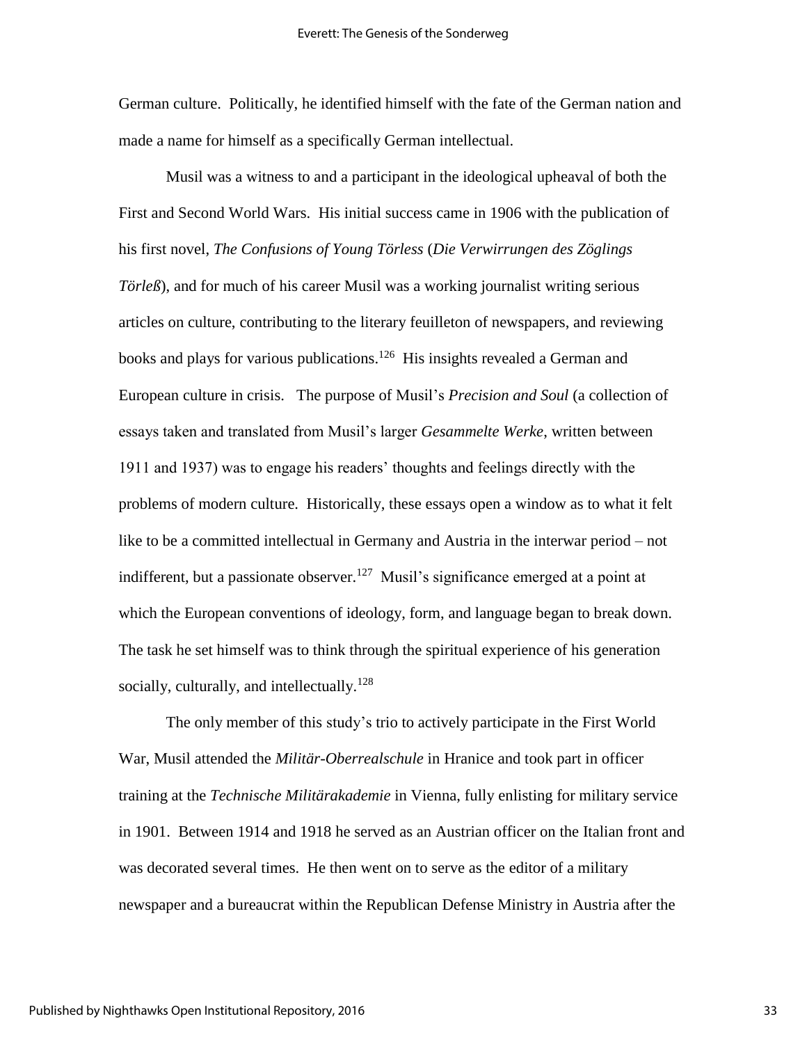German culture. Politically, he identified himself with the fate of the German nation and made a name for himself as a specifically German intellectual.

Musil was a witness to and a participant in the ideological upheaval of both the First and Second World Wars. His initial success came in 1906 with the publication of his first novel, *The Confusions of Young Törless* (*Die Verwirrungen des Zöglings Törleß*), and for much of his career Musil was a working journalist writing serious articles on culture, contributing to the literary feuilleton of newspapers, and reviewing books and plays for various publications.[126] His insights revealed a German and European culture in crisis. The purpose of Musil's *Precision and Soul* (a collection of essays taken and translated from Musil's larger *Gesammelte Werke*, written between 1911 and 1937) was to engage his readers' thoughts and feelings directly with the problems of modern culture. Historically, these essays open a window as to what it felt like to be a committed intellectual in Germany and Austria in the interwar period – not indifferent, but a passionate observer.[127] Musil's significance emerged at a point at which the European conventions of ideology, form, and language began to break down. The task he set himself was to think through the spiritual experience of his generation socially, culturally, and intellectually.[128]

The only member of this study's trio to actively participate in the First World War, Musil attended the *Militär-Oberrealschule* in Hranice and took part in officer training at the *Technische Militärakademie* in Vienna, fully enlisting for military service in 1901. Between 1914 and 1918 he served as an Austrian officer on the Italian front and was decorated several times. He then went on to serve as the editor of a military newspaper and a bureaucrat within the Republican Defense Ministry in Austria after the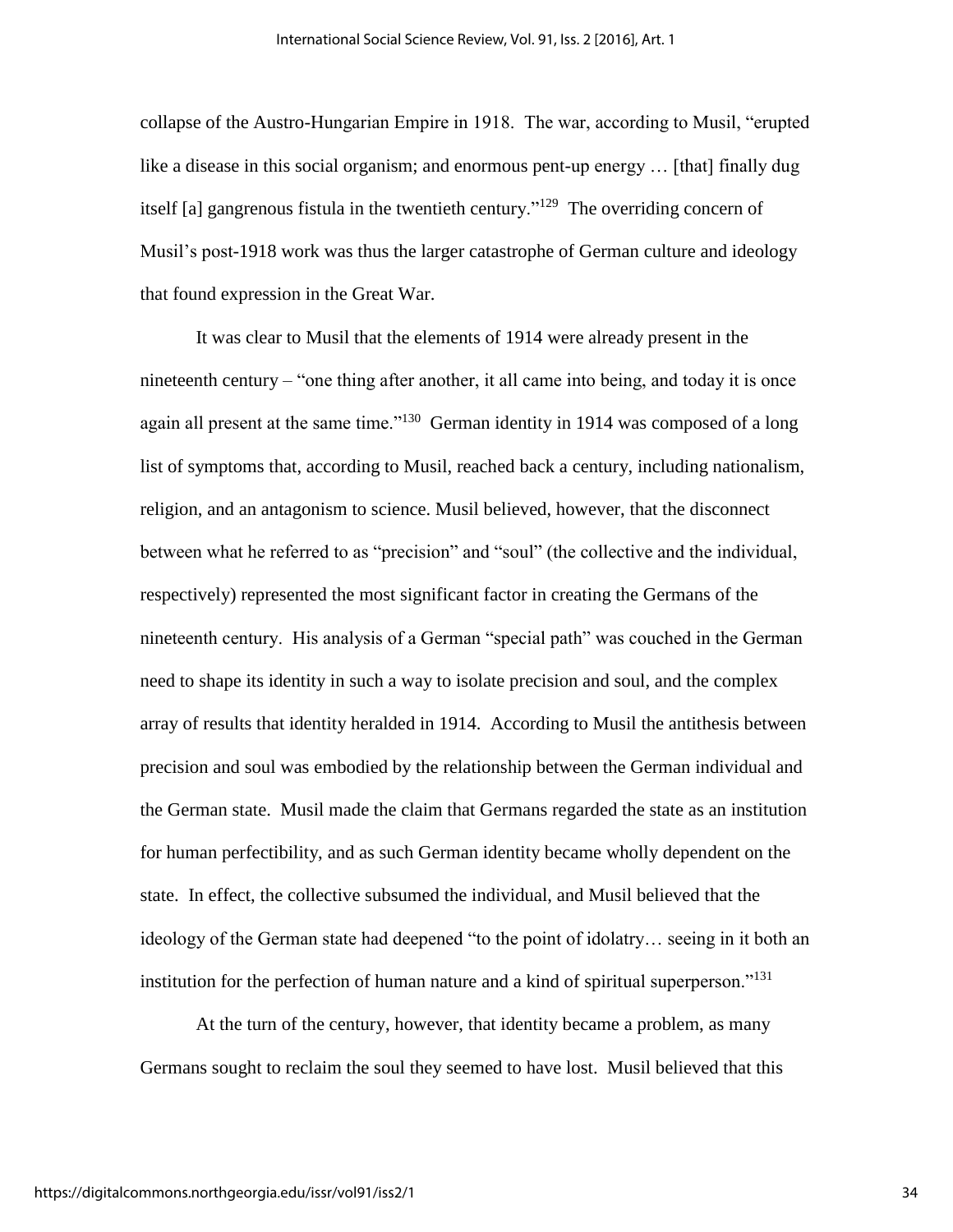collapse of the Austro-Hungarian Empire in 1918. The war, according to Musil, "erupted like a disease in this social organism; and enormous pent-up energy … [that] finally dug itself [a] gangrenous fistula in the twentieth century."[129] The overriding concern of Musil's post-1918 work was thus the larger catastrophe of German culture and ideology that found expression in the Great War.

It was clear to Musil that the elements of 1914 were already present in the nineteenth century – "one thing after another, it all came into being, and today it is once again all present at the same time."[130] German identity in 1914 was composed of a long list of symptoms that, according to Musil, reached back a century, including nationalism, religion, and an antagonism to science. Musil believed, however, that the disconnect between what he referred to as "precision" and "soul" (the collective and the individual, respectively) represented the most significant factor in creating the Germans of the nineteenth century. His analysis of a German "special path" was couched in the German need to shape its identity in such a way to isolate precision and soul, and the complex array of results that identity heralded in 1914. According to Musil the antithesis between precision and soul was embodied by the relationship between the German individual and the German state. Musil made the claim that Germans regarded the state as an institution for human perfectibility, and as such German identity became wholly dependent on the state. In effect, the collective subsumed the individual, and Musil believed that the ideology of the German state had deepened "to the point of idolatry… seeing in it both an institution for the perfection of human nature and a kind of spiritual superperson."[131]

At the turn of the century, however, that identity became a problem, as many Germans sought to reclaim the soul they seemed to have lost. Musil believed that this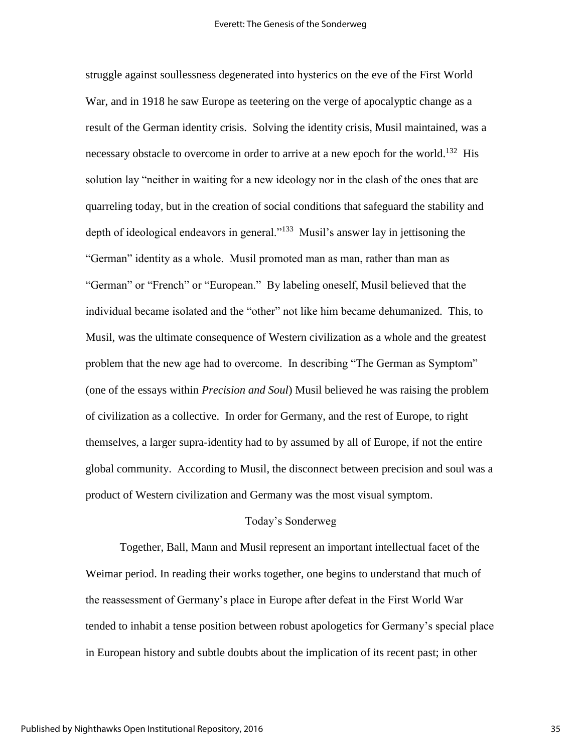struggle against soullessness degenerated into hysterics on the eve of the First World War, and in 1918 he saw Europe as teetering on the verge of apocalyptic change as a result of the German identity crisis. Solving the identity crisis, Musil maintained, was a necessary obstacle to overcome in order to arrive at a new epoch for the world.[132] His solution lay "neither in waiting for a new ideology nor in the clash of the ones that are quarreling today, but in the creation of social conditions that safeguard the stability and depth of ideological endeavors in general."[133] Musil's answer lay in jettisoning the "German" identity as a whole. Musil promoted man as man, rather than man as "German" or "French" or "European." By labeling oneself, Musil believed that the individual became isolated and the "other" not like him became dehumanized. This, to Musil, was the ultimate consequence of Western civilization as a whole and the greatest problem that the new age had to overcome. In describing "The German as Symptom" (one of the essays within *Precision and Soul*) Musil believed he was raising the problem of civilization as a collective. In order for Germany, and the rest of Europe, to right themselves, a larger supra-identity had to by assumed by all of Europe, if not the entire global community. According to Musil, the disconnect between precision and soul was a product of Western civilization and Germany was the most visual symptom.

## Today's Sonderweg

Together, Ball, Mann and Musil represent an important intellectual facet of the Weimar period. In reading their works together, one begins to understand that much of the reassessment of Germany's place in Europe after defeat in the First World War tended to inhabit a tense position between robust apologetics for Germany's special place in European history and subtle doubts about the implication of its recent past; in other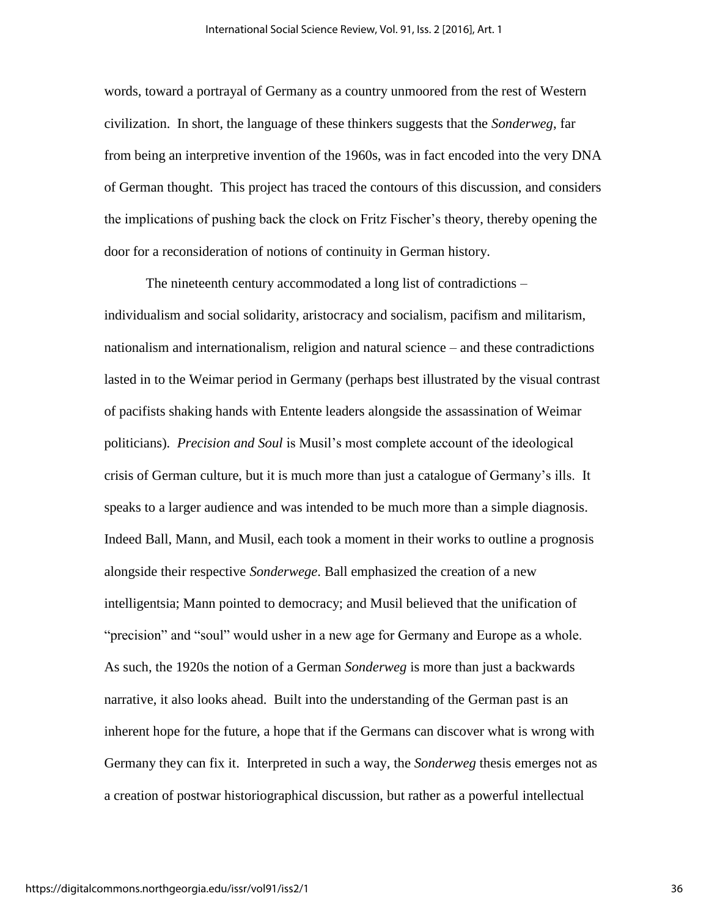words, toward a portrayal of Germany as a country unmoored from the rest of Western civilization. In short, the language of these thinkers suggests that the *Sonderweg*, far from being an interpretive invention of the 1960s, was in fact encoded into the very DNA of German thought. This project has traced the contours of this discussion, and considers the implications of pushing back the clock on Fritz Fischer's theory, thereby opening the door for a reconsideration of notions of continuity in German history.

The nineteenth century accommodated a long list of contradictions – individualism and social solidarity, aristocracy and socialism, pacifism and militarism, nationalism and internationalism, religion and natural science – and these contradictions lasted in to the Weimar period in Germany (perhaps best illustrated by the visual contrast of pacifists shaking hands with Entente leaders alongside the assassination of Weimar politicians). *Precision and Soul* is Musil's most complete account of the ideological crisis of German culture, but it is much more than just a catalogue of Germany's ills. It speaks to a larger audience and was intended to be much more than a simple diagnosis. Indeed Ball, Mann, and Musil, each took a moment in their works to outline a prognosis alongside their respective *Sonderwege*. Ball emphasized the creation of a new intelligentsia; Mann pointed to democracy; and Musil believed that the unification of "precision" and "soul" would usher in a new age for Germany and Europe as a whole. As such, the 1920s the notion of a German *Sonderweg* is more than just a backwards narrative, it also looks ahead. Built into the understanding of the German past is an inherent hope for the future, a hope that if the Germans can discover what is wrong with Germany they can fix it. Interpreted in such a way, the *Sonderweg* thesis emerges not as a creation of postwar historiographical discussion, but rather as a powerful intellectual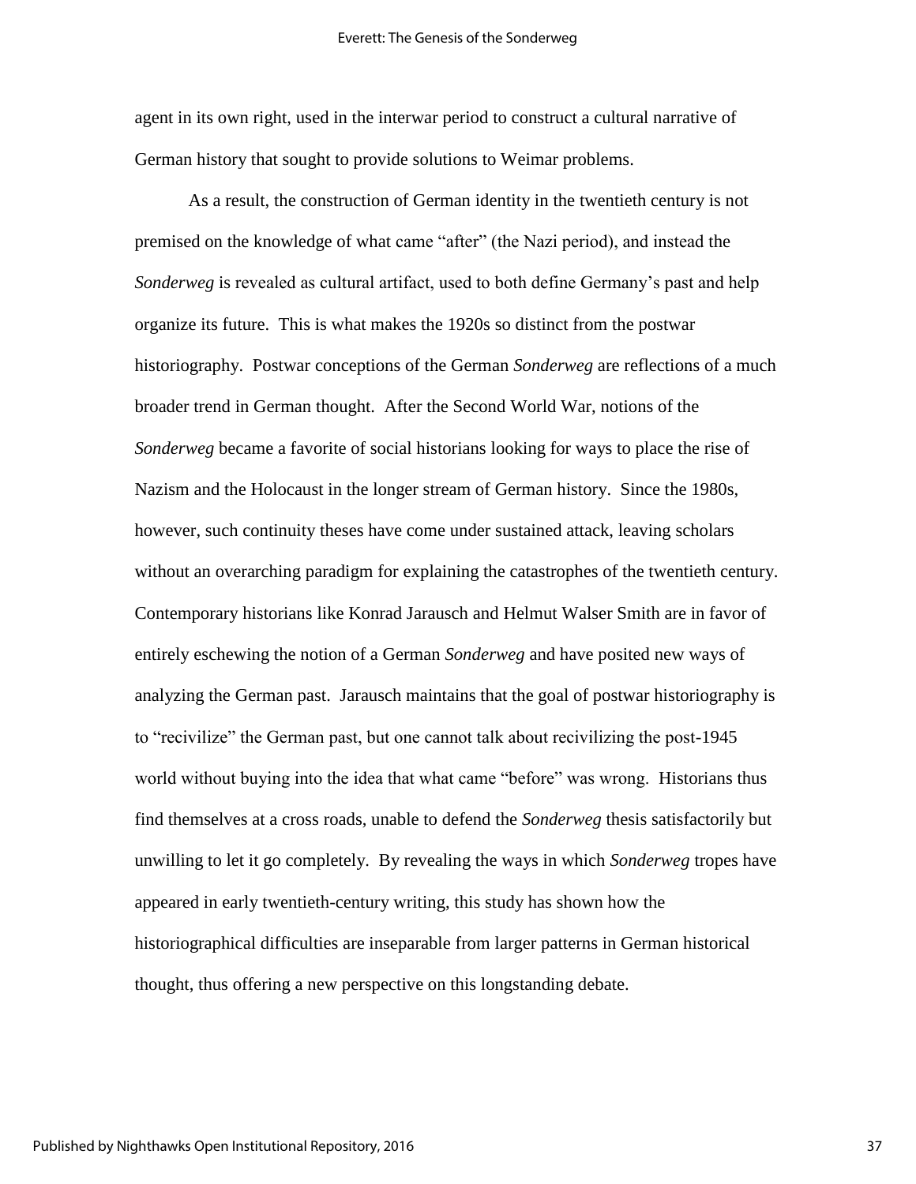agent in its own right, used in the interwar period to construct a cultural narrative of German history that sought to provide solutions to Weimar problems.

As a result, the construction of German identity in the twentieth century is not premised on the knowledge of what came "after" (the Nazi period), and instead the *Sonderweg* is revealed as cultural artifact, used to both define Germany's past and help organize its future. This is what makes the 1920s so distinct from the postwar historiography. Postwar conceptions of the German *Sonderweg* are reflections of a much broader trend in German thought. After the Second World War, notions of the *Sonderweg* became a favorite of social historians looking for ways to place the rise of Nazism and the Holocaust in the longer stream of German history. Since the 1980s, however, such continuity theses have come under sustained attack, leaving scholars without an overarching paradigm for explaining the catastrophes of the twentieth century. Contemporary historians like Konrad Jarausch and Helmut Walser Smith are in favor of entirely eschewing the notion of a German *Sonderweg* and have posited new ways of analyzing the German past. Jarausch maintains that the goal of postwar historiography is to "recivilize" the German past, but one cannot talk about recivilizing the post-1945 world without buying into the idea that what came "before" was wrong. Historians thus find themselves at a cross roads, unable to defend the *Sonderweg* thesis satisfactorily but unwilling to let it go completely. By revealing the ways in which *Sonderweg* tropes have appeared in early twentieth-century writing, this study has shown how the historiographical difficulties are inseparable from larger patterns in German historical thought, thus offering a new perspective on this longstanding debate.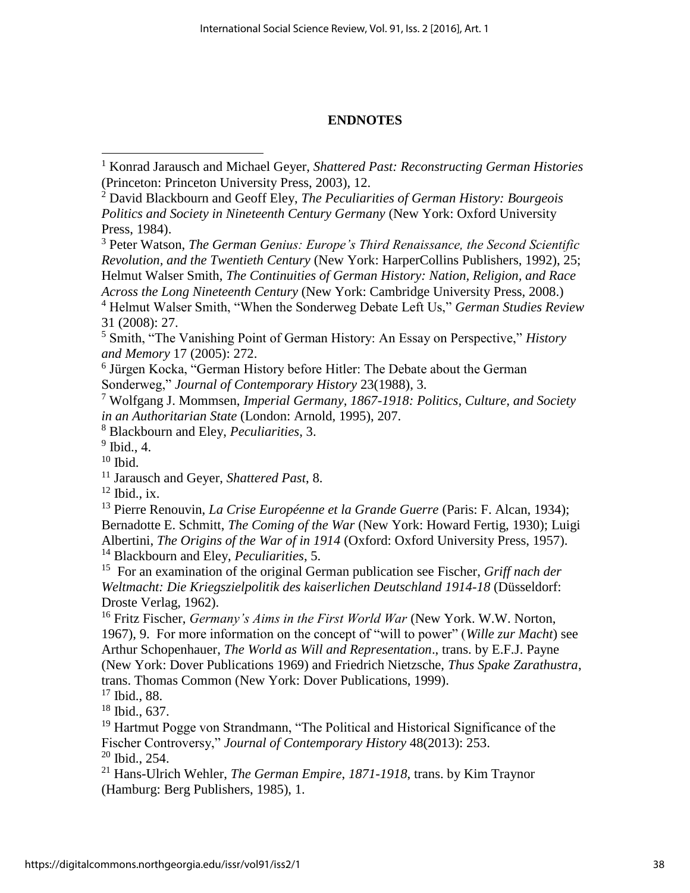**ENDNOTES**

[1] Konrad Jarausch and Michael Geyer, *Shattered Past: Reconstructing German Histories* (Princeton: Princeton University Press, 2003), 12.

[2] David Blackbourn and Geoff Eley, *The Peculiarities of German History: Bourgeois Politics and Society in Nineteenth Century Germany* (New York: Oxford University Press, 1984).

[3] Peter Watson, *The German Genius: Europe's Third Renaissance, the Second Scientific Revolution, and the Twentieth Century* (New York: HarperCollins Publishers, 1992), 25; Helmut Walser Smith, *The Continuities of German History: Nation, Religion, and Race Across the Long Nineteenth Century* (New York: Cambridge University Press, 2008.)

[4] Helmut Walser Smith, "When the Sonderweg Debate Left Us," *German Studies Review* 31 (2008): 27.

[5] Smith, "The Vanishing Point of German History: An Essay on Perspective," *History and Memory* 17 (2005): 272.

[6] Jürgen Kocka, "German History before Hitler: The Debate about the German Sonderweg," *Journal of Contemporary History* 23(1988), 3.

[7] Wolfgang J. Mommsen, *Imperial Germany, 1867-1918: Politics, Culture, and Society in an Authoritarian State* (London: Arnold, 1995), 207.

[8] Blackbourn and Eley, *Peculiarities*, 3.

[9] Ibid., 4.

[10] Ibid.

[11] Jarausch and Geyer, *Shattered Past*, 8.

[12] Ibid., ix.

[13] Pierre Renouvin, *La Crise Européenne et la Grande Guerre* (Paris: F. Alcan, 1934); Bernadotte E. Schmitt, *The Coming of the War* (New York: Howard Fertig, 1930); Luigi Albertini, *The Origins of the War of in 1914* (Oxford: Oxford University Press, 1957).

[14] Blackbourn and Eley, *Peculiarities*, 5.

[15] For an examination of the original German publication see Fischer, *Griff nach der Weltmacht: Die Kriegszielpolitik des kaiserlichen Deutschland 1914-18* (Düsseldorf: Droste Verlag, 1962).

[16] Fritz Fischer, *Germany's Aims in the First World War* (New York. W.W. Norton, 1967), 9. For more information on the concept of "will to power" (*Wille zur Macht*) see Arthur Schopenhauer, *The World as Will and Representation*., trans. by E.F.J. Payne (New York: Dover Publications 1969) and Friedrich Nietzsche, *Thus Spake Zarathustra*, trans. Thomas Common (New York: Dover Publications, 1999).

[17] Ibid., 88.

[18] Ibid., 637.

[19] Hartmut Pogge von Strandmann, "The Political and Historical Significance of the Fischer Controversy," *Journal of Contemporary History* 48(2013): 253.

[20] Ibid., 254.

[21] Hans-Ulrich Wehler, *The German Empire, 1871-1918*, trans. by Kim Traynor (Hamburg: Berg Publishers, 1985), 1.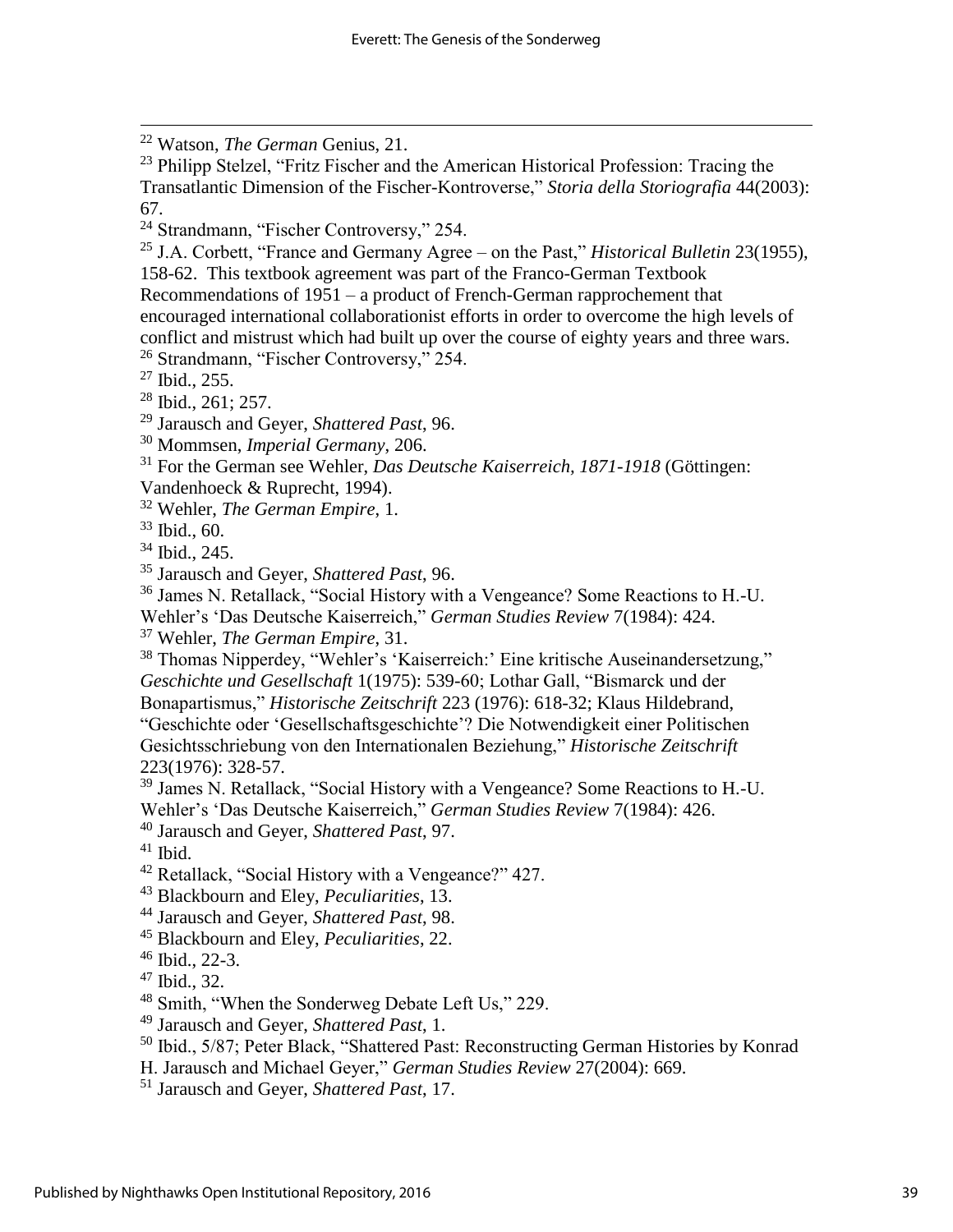[22] Watson, *The German* Genius, 21.

[23] Philipp Stelzel, "Fritz Fischer and the American Historical Profession: Tracing the Transatlantic Dimension of the Fischer-Kontroverse," *Storia della Storiografia* 44(2003): 67.

[24] Strandmann, "Fischer Controversy," 254.

[25] J.A. Corbett, "France and Germany Agree – on the Past," *Historical Bulletin* 23(1955), 158-62. This textbook agreement was part of the Franco-German Textbook Recommendations of 1951 – a product of French-German rapprochement that encouraged international collaborationist efforts in order to overcome the high levels of conflict and mistrust which had built up over the course of eighty years and three wars.

[26] Strandmann, "Fischer Controversy," 254.

[27] Ibid., 255.

[28] Ibid., 261; 257.

[29] Jarausch and Geyer, *Shattered Past*, 96.

[30] Mommsen, *Imperial Germany*, 206.

[31] For the German see Wehler, *Das Deutsche Kaiserreich, 1871-1918* (Göttingen: Vandenhoeck & Ruprecht, 1994).

[32] Wehler, *The German Empire*, 1.

[33] Ibid., 60.

[34] Ibid., 245.

[35] Jarausch and Geyer, *Shattered Past*, 96.

[36] James N. Retallack, "Social History with a Vengeance? Some Reactions to H.-U. Wehler's 'Das Deutsche Kaiserreich," *German Studies Review* 7(1984): 424.

[37] Wehler, *The German Empire*, 31.

[38] Thomas Nipperdey, "Wehler's 'Kaiserreich:' Eine kritische Auseinandersetzung," *Geschichte und Gesellschaft* 1(1975): 539-60; Lothar Gall, "Bismarck und der Bonapartismus," *Historische Zeitschrift* 223 (1976): 618-32; Klaus Hildebrand, "Geschichte oder 'Gesellschaftsgeschichte'? Die Notwendigkeit einer Politischen Gesichtsschriebung von den Internationalen Beziehung," *Historische Zeitschrift* 223(1976): 328-57.

[39] James N. Retallack, "Social History with a Vengeance? Some Reactions to H.-U. Wehler's 'Das Deutsche Kaiserreich," *German Studies Review* 7(1984): 426.

[40] Jarausch and Geyer, *Shattered Past*, 97.

[41] Ibid.

[42] Retallack, "Social History with a Vengeance?" 427.

[43] Blackbourn and Eley, *Peculiarities*, 13.

[44] Jarausch and Geyer, *Shattered Past*, 98.

[45] Blackbourn and Eley, *Peculiarities*, 22.

[46] Ibid., 22-3.

[47] Ibid., 32.

[48] Smith, "When the Sonderweg Debate Left Us," 229.

[49] Jarausch and Geyer, *Shattered Past*, 1.

[50] Ibid., 5/87; Peter Black, "Shattered Past: Reconstructing German Histories by Konrad H. Jarausch and Michael Geyer," *German Studies Review* 27(2004): 669.

[51] Jarausch and Geyer, *Shattered Past*, 17.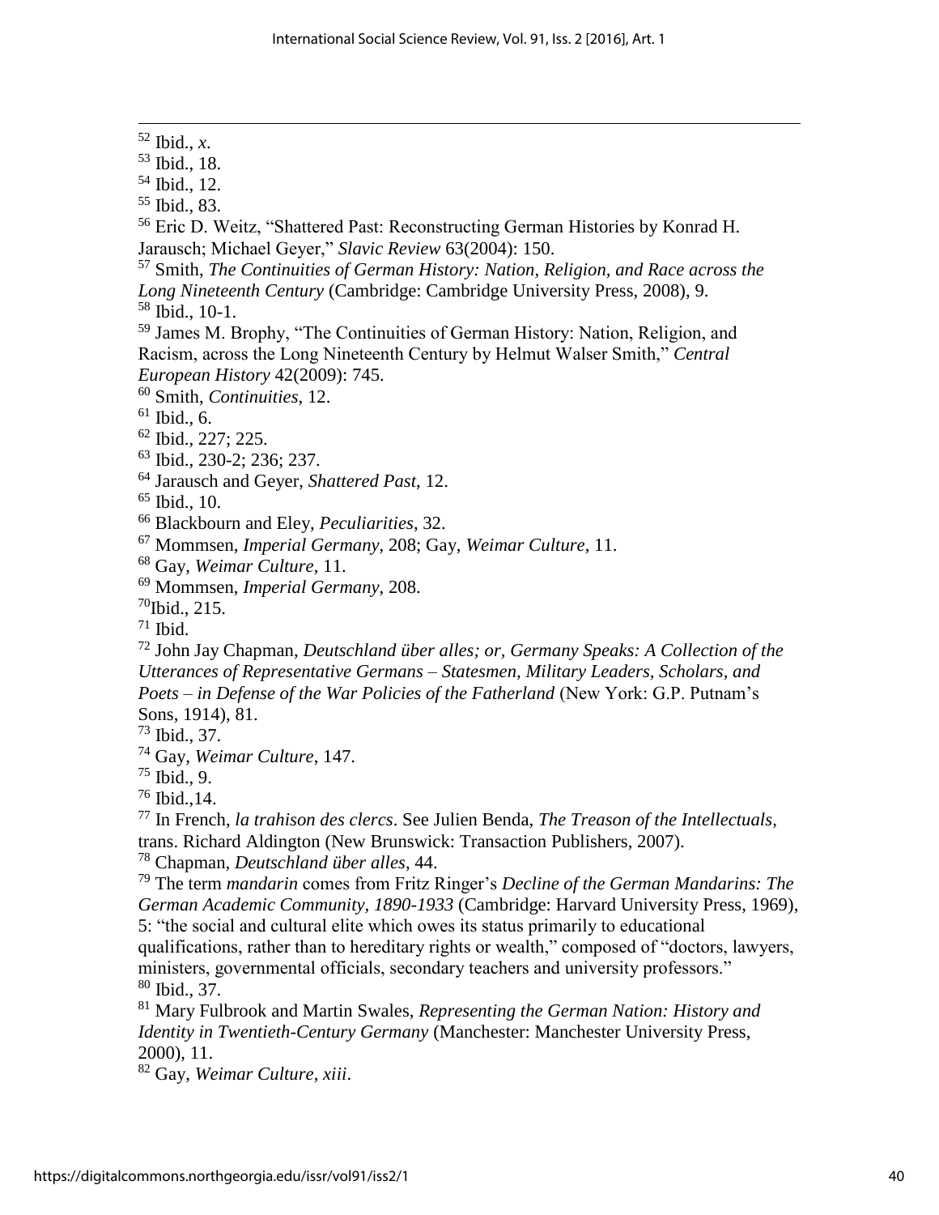[52] Ibid., *x*.

[53] Ibid., 18.

[54] Ibid., 12.

[55] Ibid., 83.

[56] Eric D. Weitz, "Shattered Past: Reconstructing German Histories by Konrad H. Jarausch; Michael Geyer," *Slavic Review* 63(2004): 150.

[57] Smith, *The Continuities of German History: Nation, Religion, and Race across the Long Nineteenth Century* (Cambridge: Cambridge University Press, 2008), 9.

[58] Ibid., 10-1.

[59] James M. Brophy, "The Continuities of German History: Nation, Religion, and Racism, across the Long Nineteenth Century by Helmut Walser Smith," *Central European History* 42(2009): 745.

[60] Smith, *Continuities*, 12.

[61] Ibid., 6.

[62] Ibid., 227; 225.

[63] Ibid., 230-2; 236; 237.

[64] Jarausch and Geyer, *Shattered Past*, 12.

[65] Ibid., 10.

[66] Blackbourn and Eley, *Peculiarities*, 32.

[67] Mommsen, *Imperial Germany*, 208; Gay, *Weimar Culture*, 11.

[68] Gay, *Weimar Culture*, 11.

[69] Mommsen, *Imperial Germany*, 208.

[70] Ibid., 215.

[71] Ibid.

[72] John Jay Chapman, *Deutschland über alles; or, Germany Speaks: A Collection of the Utterances of Representative Germans – Statesmen, Military Leaders, Scholars, and Poets – in Defense of the War Policies of the Fatherland* (New York: G.P. Putnam's Sons, 1914), 81.

[73] Ibid., 37.

[74] Gay, *Weimar Culture*, 147.

[75] Ibid., 9.

[76] Ibid.,14.

[77] In French, *la trahison des clercs*. See Julien Benda, *The Treason of the Intellectuals*, trans. Richard Aldington (New Brunswick: Transaction Publishers, 2007).

[78] Chapman, *Deutschland über alles*, 44.

[79] The term *mandarin* comes from Fritz Ringer's *Decline of the German Mandarins: The German Academic Community, 1890-1933* (Cambridge: Harvard University Press, 1969), 5: "the social and cultural elite which owes its status primarily to educational qualifications, rather than to hereditary rights or wealth," composed of "doctors, lawyers, ministers, governmental officials, secondary teachers and university professors."

[80] Ibid., 37.

[81] Mary Fulbrook and Martin Swales, *Representing the German Nation: History and Identity in Twentieth-Century Germany* (Manchester: Manchester University Press, 2000), 11.

[82] Gay, *Weimar Culture*, *xiii*.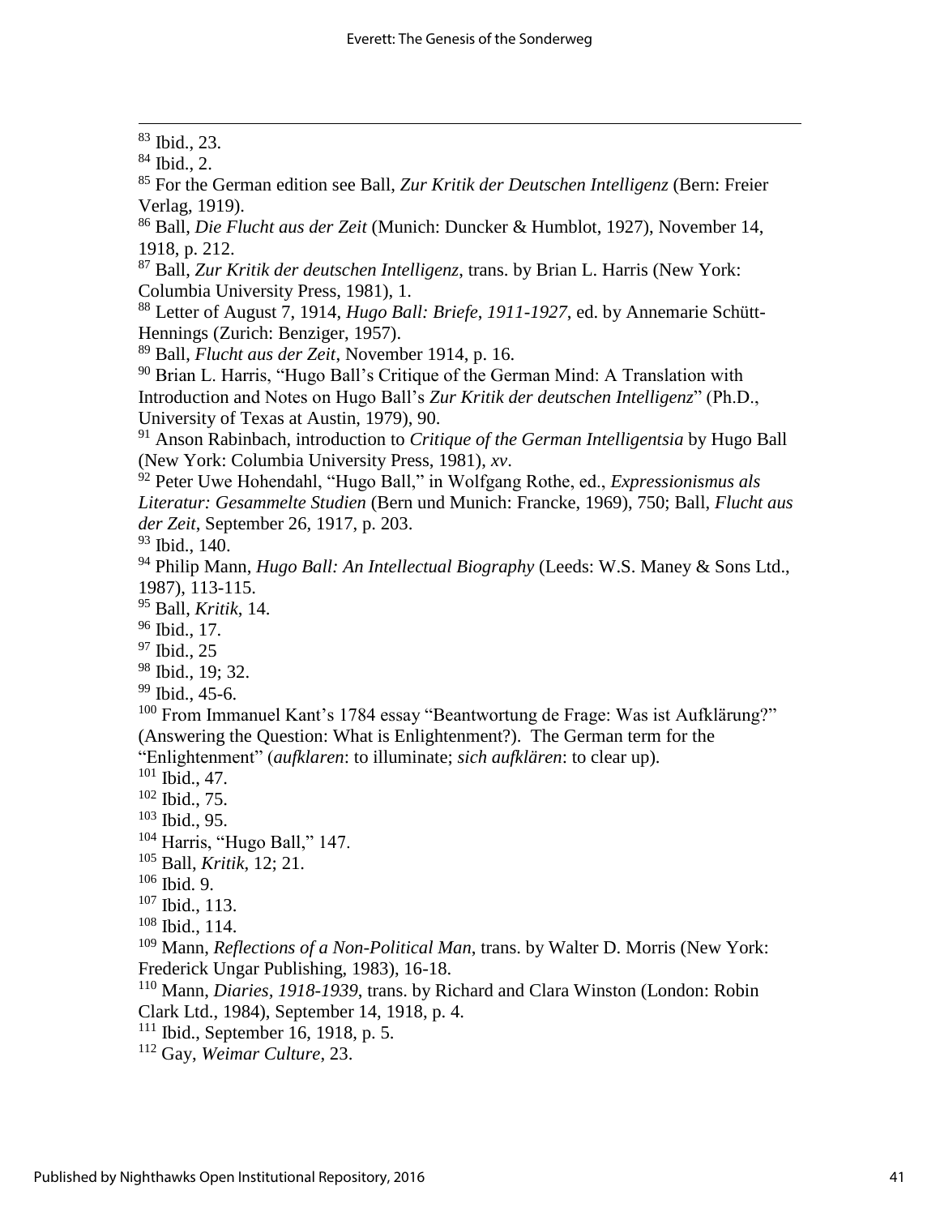[83] Ibid., 23.

[84] Ibid., 2.

[85] For the German edition see Ball, *Zur Kritik der Deutschen Intelligenz* (Bern: Freier Verlag, 1919).

[86] Ball, *Die Flucht aus der Zeit* (Munich: Duncker & Humblot, 1927), November 14, 1918, p. 212.

[87] Ball, *Zur Kritik der deutschen Intelligenz*, trans. by Brian L. Harris (New York: Columbia University Press, 1981), 1.

[88] Letter of August 7, 1914, *Hugo Ball: Briefe, 1911-1927*, ed. by Annemarie Schütt-Hennings (Zurich: Benziger, 1957).

[89] Ball, *Flucht aus der Zeit*, November 1914, p. 16.

[90] Brian L. Harris, "Hugo Ball's Critique of the German Mind: A Translation with Introduction and Notes on Hugo Ball's *Zur Kritik der deutschen Intelligenz*" (Ph.D., University of Texas at Austin, 1979), 90.

[91] Anson Rabinbach, introduction to *Critique of the German Intelligentsia* by Hugo Ball (New York: Columbia University Press, 1981), *xv*.

[92] Peter Uwe Hohendahl, "Hugo Ball," in Wolfgang Rothe, ed., *Expressionismus als Literatur: Gesammelte Studien* (Bern und Munich: Francke, 1969), 750; Ball, *Flucht aus der Zeit*, September 26, 1917, p. 203.

[93] Ibid., 140.

[94] Philip Mann, *Hugo Ball: An Intellectual Biography* (Leeds: W.S. Maney & Sons Ltd., 1987), 113-115.

[95] Ball, *Kritik*, 14.

[96] Ibid., 17.

[97] Ibid., 25

[98] Ibid., 19; 32.

[99] Ibid., 45-6.

[100] From Immanuel Kant's 1784 essay "Beantwortung de Frage: Was ist Aufklärung?" (Answering the Question: What is Enlightenment?). The German term for the "Enlightenment" (*aufklaren*: to illuminate; *sich aufklären*: to clear up).

[101] Ibid., 47.

[102] Ibid., 75.

[103] Ibid., 95.

[104] Harris, "Hugo Ball," 147.

[105] Ball, *Kritik*, 12; 21.

[106] Ibid. 9.

[107] Ibid., 113.

[108] Ibid., 114.

[109] Mann, *Reflections of a Non-Political Man*, trans. by Walter D. Morris (New York: Frederick Ungar Publishing, 1983), 16-18.

[110] Mann, *Diaries, 1918-1939*, trans. by Richard and Clara Winston (London: Robin Clark Ltd., 1984), September 14, 1918, p. 4.

[111] Ibid., September 16, 1918, p. 5.

[112] Gay, *Weimar Culture*, 23.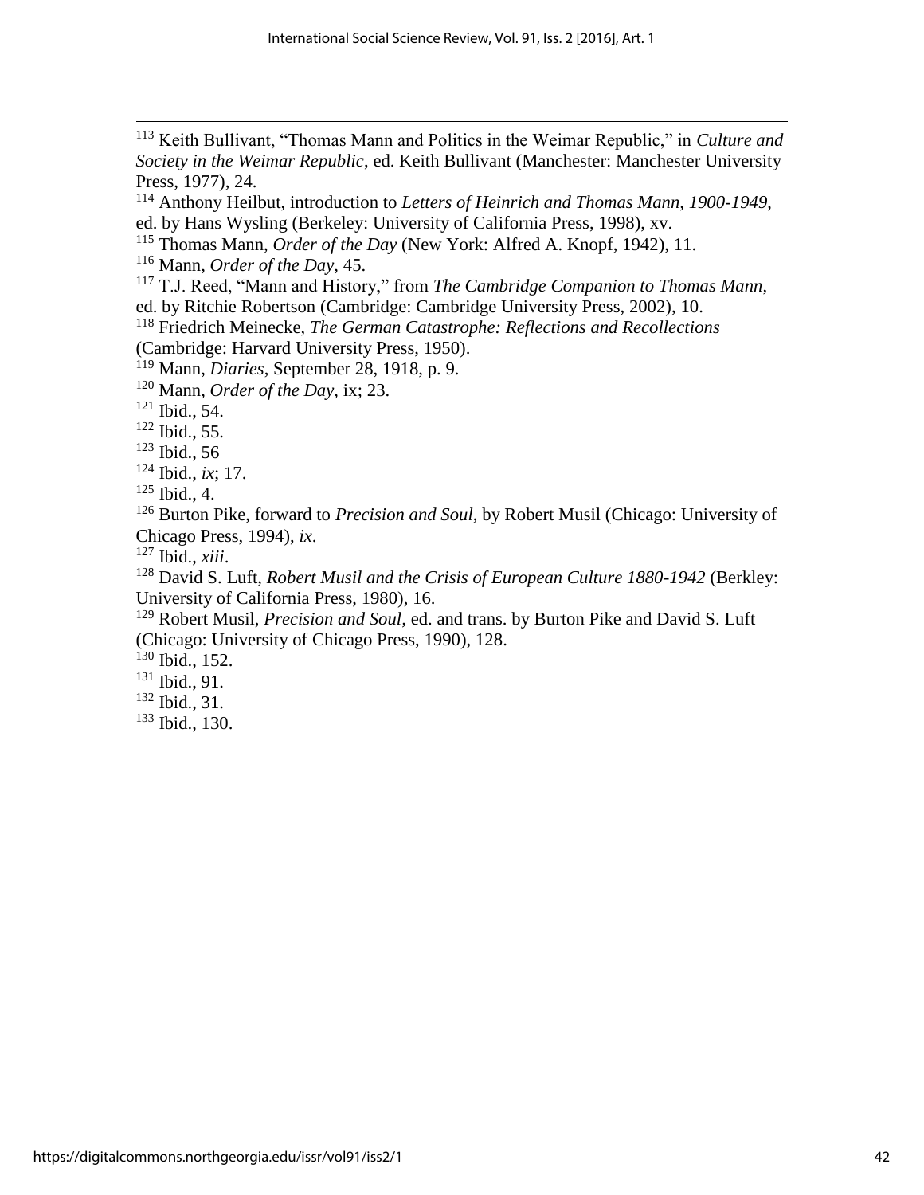[113] Keith Bullivant, "Thomas Mann and Politics in the Weimar Republic," in *Culture and Society in the Weimar Republic*, ed. Keith Bullivant (Manchester: Manchester University Press, 1977), 24.

[114] Anthony Heilbut, introduction to *Letters of Heinrich and Thomas Mann, 1900-1949*, ed. by Hans Wysling (Berkeley: University of California Press, 1998), xv.

[115] Thomas Mann, *Order of the Day* (New York: Alfred A. Knopf, 1942), 11.

[116] Mann, *Order of the Day*, 45.

[117] T.J. Reed, "Mann and History," from *The Cambridge Companion to Thomas Mann*, ed. by Ritchie Robertson (Cambridge: Cambridge University Press, 2002), 10.

[118] Friedrich Meinecke, *The German Catastrophe: Reflections and Recollections* (Cambridge: Harvard University Press, 1950).

[119] Mann, *Diaries*, September 28, 1918, p. 9.

[120] Mann, *Order of the Day*, ix; 23.

[121] Ibid., 54.

[122] Ibid., 55.

[123] Ibid., 56

[124] Ibid., *ix*; 17.

[125] Ibid., 4.

[126] Burton Pike, forward to *Precision and Soul*, by Robert Musil (Chicago: University of Chicago Press, 1994), *ix*.

[127] Ibid., *xiii*.

[128] David S. Luft, *Robert Musil and the Crisis of European Culture 1880-1942* (Berkley: University of California Press, 1980), 16.

[129] Robert Musil, *Precision and Soul,* ed. and trans. by Burton Pike and David S. Luft (Chicago: University of Chicago Press, 1990), 128.

[130] Ibid., 152.

[131] Ibid., 91.

[132] Ibid., 31.

[133] Ibid., 130.